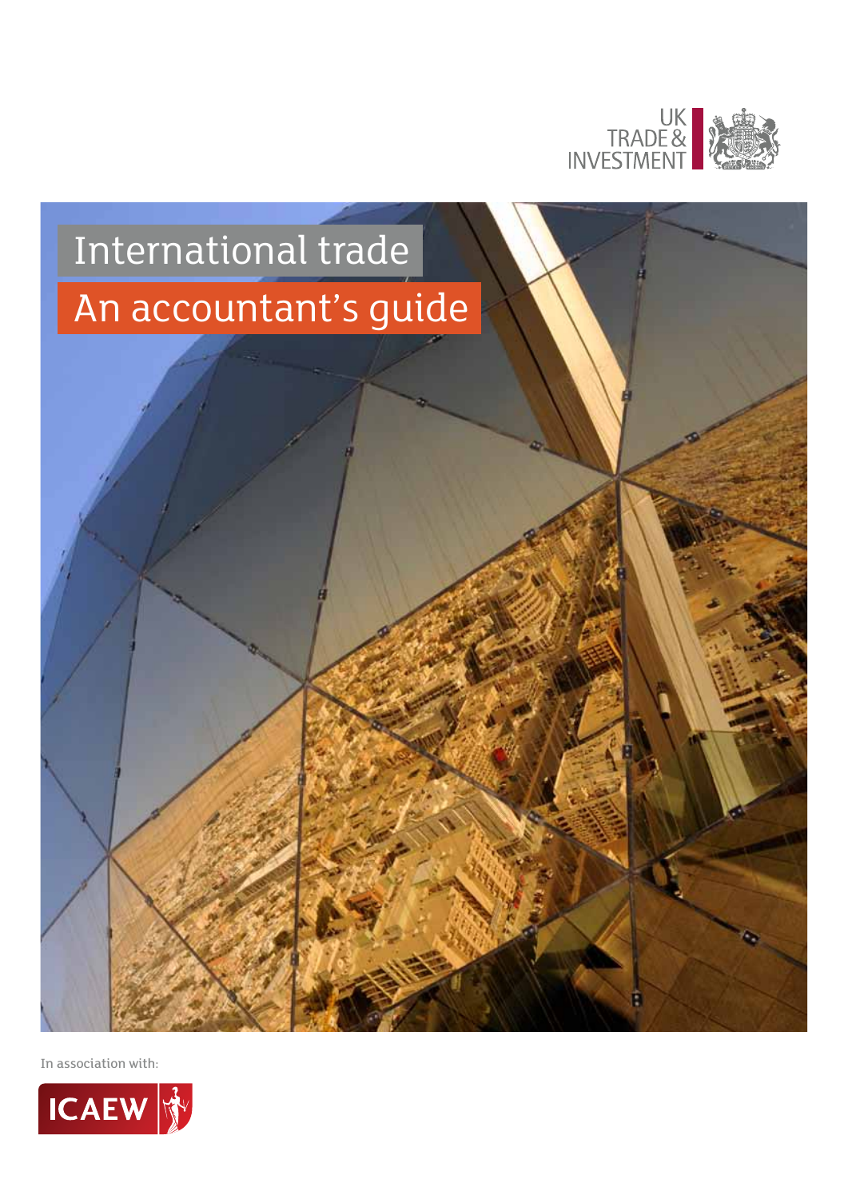UK TRADE & INVESTMENT

# International trade

## An accountant's guide

In association with:

ICAEW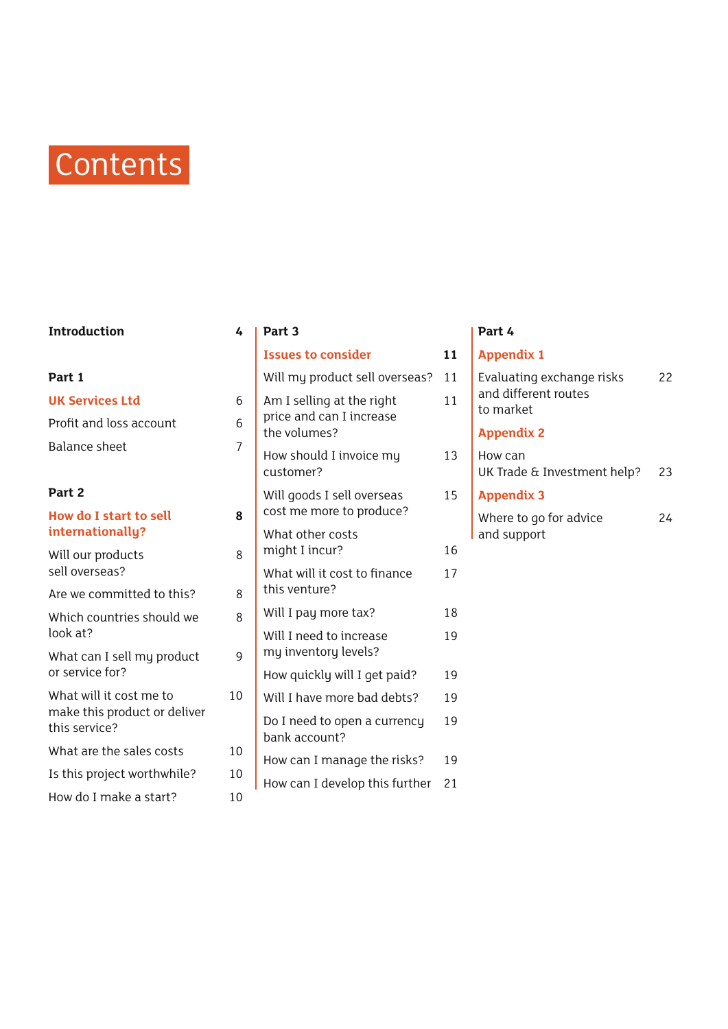# Contents

| | |
|---|---|
| **Introduction** | **4** |
| **Part 1** | |
| **UK Services Ltd** | 6 |
| Profit and loss account | 6 |
| Balance sheet | 7 |
| **Part 2** | |
| **How do I start to sell internationally?** | **8** |
| Will our products sell overseas? | 8 |
| Are we committed to this? | 8 |
| Which countries should we look at? | 8 |
| What can I sell my product or service for? | 9 |
| What will it cost me to make this product or deliver this service? | 10 |
| What are the sales costs | 10 |
| Is this project worthwhile? | 10 |
| How do I make a start? | 10 |
| **Part 3** | |
| **Issues to consider** | **11** |
| Will my product sell overseas? | 11 |
| Am I selling at the right price and can I increase the volumes? | 11 |
| How should I invoice my customer? | 13 |
| Will goods I sell overseas cost me more to produce? | 15 |
| What other costs might I incur? | 16 |
| What will it cost to finance this venture? | 17 |
| Will I pay more tax? | 18 |
| Will I need to increase my inventory levels? | 19 |
| How quickly will I get paid? | 19 |
| Will I have more bad debts? | 19 |
| Do I need to open a currency bank account? | 19 |
| How can I manage the risks? | 19 |
| How can I develop this further | 21 |
| **Part 4** | |
| **Appendix 1** | |
| Evaluating exchange risks and different routes to market | 22 |
| **Appendix 2** | |
| How can UK Trade & Investment help? | 23 |
| **Appendix 3** | |
| Where to go for advice and support | 24 |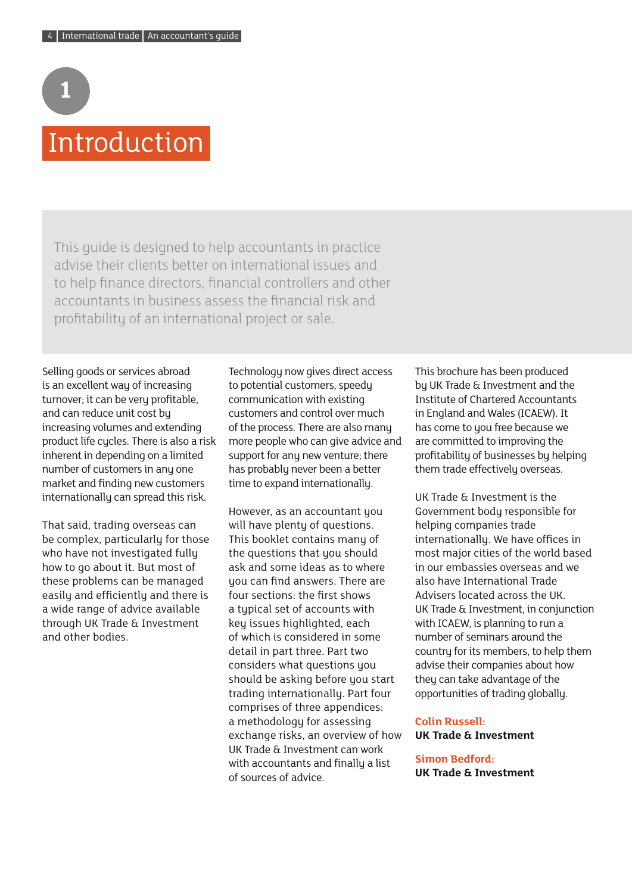# 1 Introduction

This guide is designed to help accountants in practice advise their clients better on international issues and to help finance directors, financial controllers and other accountants in business assess the financial risk and profitability of an international project or sale.

Selling goods or services abroad is an excellent way of increasing turnover; it can be very profitable, and can reduce unit cost by increasing volumes and extending product life cycles. There is also a risk inherent in depending on a limited number of customers in any one market and finding new customers internationally can spread this risk.

That said, trading overseas can be complex, particularly for those who have not investigated fully how to go about it. But most of these problems can be managed easily and efficiently and there is a wide range of advice available through UK Trade & Investment and other bodies.

Technology now gives direct access to potential customers, speedy communication with existing customers and control over much of the process. There are also many more people who can give advice and support for any new venture; there has probably never been a better time to expand internationally.

However, as an accountant you will have plenty of questions. This booklet contains many of the questions that you should ask and some ideas as to where you can find answers. There are four sections: the first shows a typical set of accounts with key issues highlighted, each of which is considered in some detail in part three. Part two considers what questions you should be asking before you start trading internationally. Part four comprises of three appendices: a methodology for assessing exchange risks, an overview of how UK Trade & Investment can work with accountants and finally a list of sources of advice.

This brochure has been produced by UK Trade & Investment and the Institute of Chartered Accountants in England and Wales (ICAEW). It has come to you free because we are committed to improving the profitability of businesses by helping them trade effectively overseas.

UK Trade & Investment is the Government body responsible for helping companies trade internationally. We have offices in most major cities of the world based in our embassies overseas and we also have International Trade Advisers located across the UK. UK Trade & Investment, in conjunction with ICAEW, is planning to run a number of seminars around the country for its members, to help them advise their companies about how they can take advantage of the opportunities of trading globally.

**Colin Russell:**
**UK Trade & Investment**

**Simon Bedford:**
**UK Trade & Investment**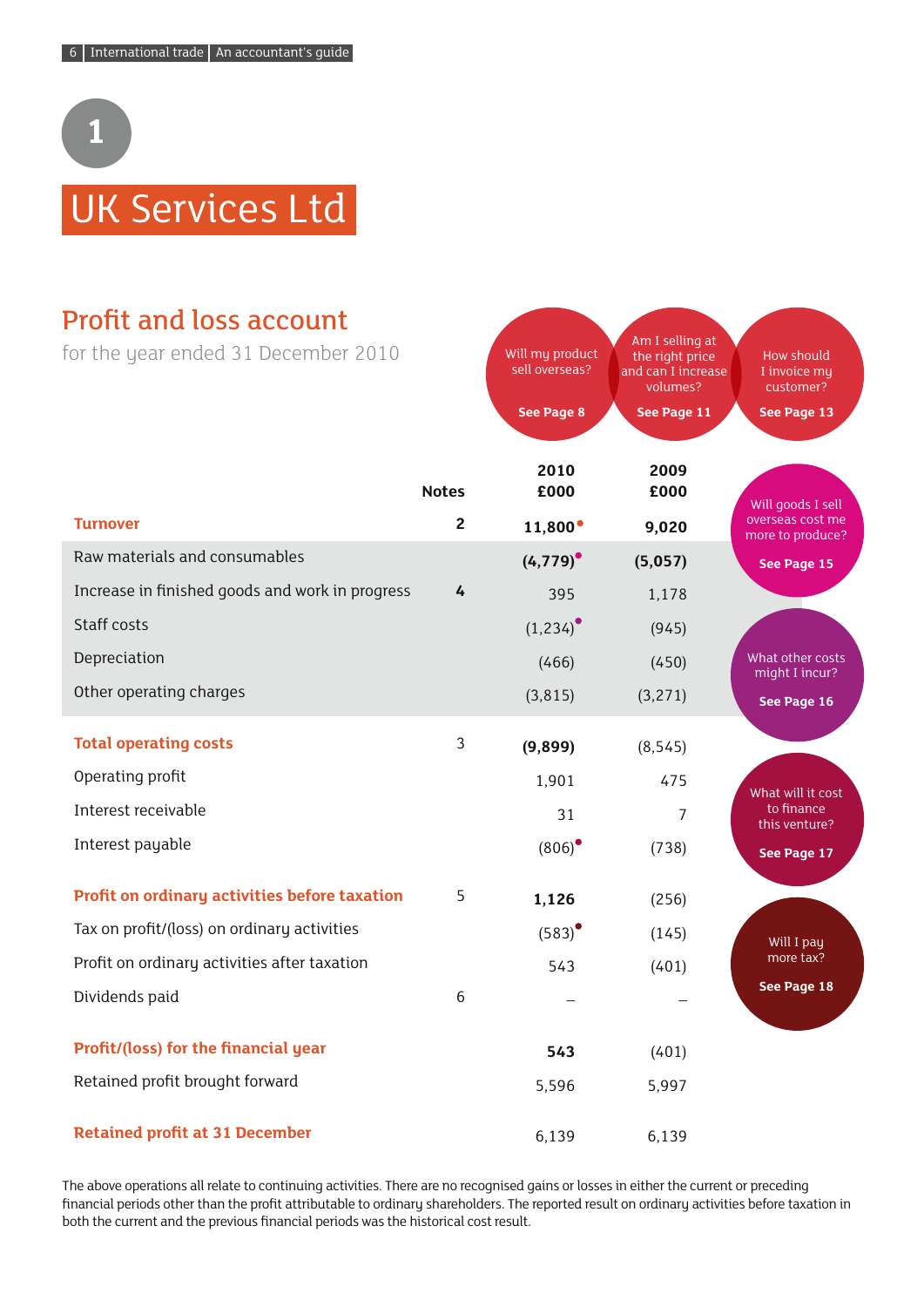# 1

# UK Services Ltd

## Profit and loss account

for the year ended 31 December 2010

| | Notes | 2010 £000 | 2009 £000 |
|---|---|---|---|
| **Turnover** | **2** | **11,800** | **9,020** |
| Raw materials and consumables | | **(4,779)** | **(5,057)** |
| Increase in finished goods and work in progress | 4 | 395 | 1,178 |
| Staff costs | | (1,234) | (945) |
| Depreciation | | (466) | (450) |
| Other operating charges | | (3,815) | (3,271) |
| **Total operating costs** | 3 | **(9,899)** | (8,545) |
| Operating profit | | 1,901 | 475 |
| Interest receivable | | 31 | 7 |
| Interest payable | | (806) | (738) |
| **Profit on ordinary activities before taxation** | 5 | **1,126** | (256) |
| Tax on profit/(loss) on ordinary activities | | (583) | (145) |
| Profit on ordinary activities after taxation | | 543 | (401) |
| Dividends paid | 6 | – | – |
| **Profit/(loss) for the financial year** | | **543** | (401) |
| Retained profit brought forward | | 5,596 | 5,997 |
| **Retained profit at 31 December** | | 6,139 | 6,139 |

Will my product sell overseas? **See Page 8**

Am I selling at the right price and can I increase volumes? **See Page 11**

How should I invoice my customer? **See Page 13**

Will goods I sell overseas cost me more to produce? **See Page 15**

What other costs might I incur? **See Page 16**

What will it cost to finance this venture? **See Page 17**

Will I pay more tax? **See Page 18**

The above operations all relate to continuing activities. There are no recognised gains or losses in either the current or preceding financial periods other than the profit attributable to ordinary shareholders. The reported result on ordinary activities before taxation in both the current and the previous financial periods was the historical cost result.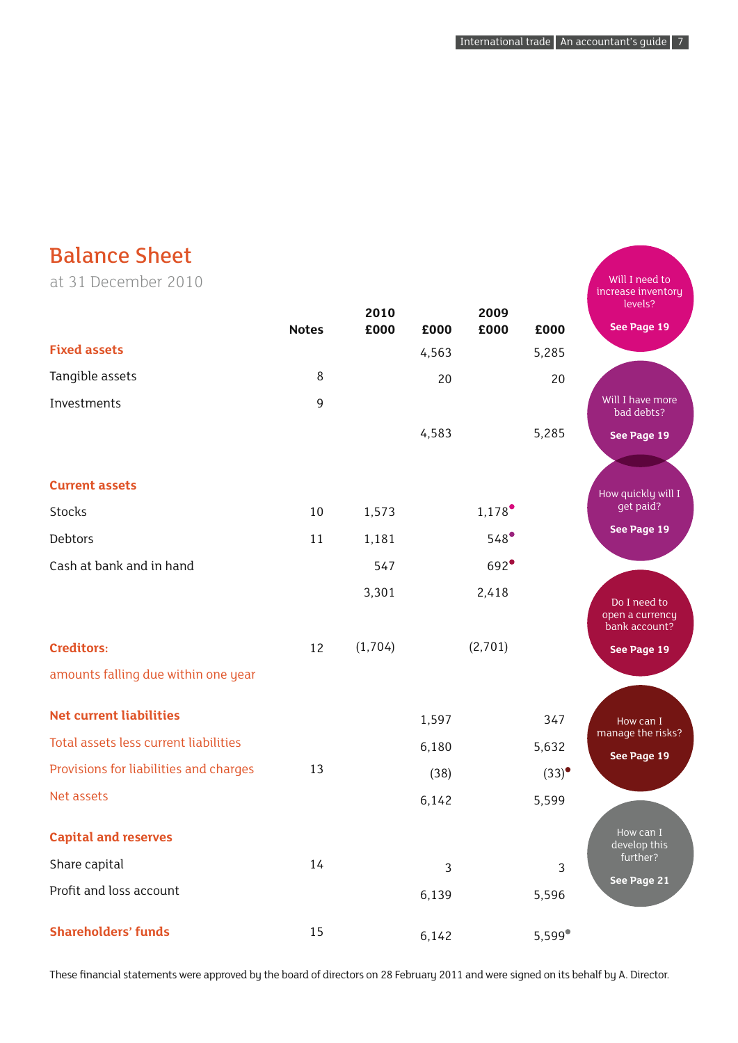# Balance Sheet

at 31 December 2010

| | Notes | 2010 £000 | £000 | 2009 £000 | £000 |
|---|---|---|---|---|---|
| **Fixed assets** | | | 4,563 | | 5,285 |
| Tangible assets | 8 | | 20 | | 20 |
| Investments | 9 | | | | |
| | | | 4,583 | | 5,285 |
| **Current assets** | | | | | |
| Stocks | 10 | 1,573 | | 1,178 | |
| Debtors | 11 | 1,181 | | 548 | |
| Cash at bank and in hand | | 547 | | 692 | |
| | | 3,301 | | 2,418 | |
| **Creditors:** amounts falling due within one year | 12 | (1,704) | | (2,701) | |
| **Net current liabilities** | | | 1,597 | | 347 |
| Total assets less current liabilities | | | 6,180 | | 5,632 |
| Provisions for liabilities and charges | 13 | | (38) | | (33) |
| Net assets | | | 6,142 | | 5,599 |
| **Capital and reserves** | | | | | |
| Share capital | 14 | | 3 | | 3 |
| Profit and loss account | | | 6,139 | | 5,596 |
| **Shareholders' funds** | 15 | | 6,142 | | 5,599 |

These financial statements were approved by the board of directors on 28 February 2011 and were signed on its behalf by A. Director.

Will I need to increase inventory levels? **See Page 19**

Will I have more bad debts? **See Page 19**

How quickly will I get paid? **See Page 19**

Do I need to open a currency bank account? **See Page 19**

How can I manage the risks? **See Page 19**

How can I develop this further? **See Page 21**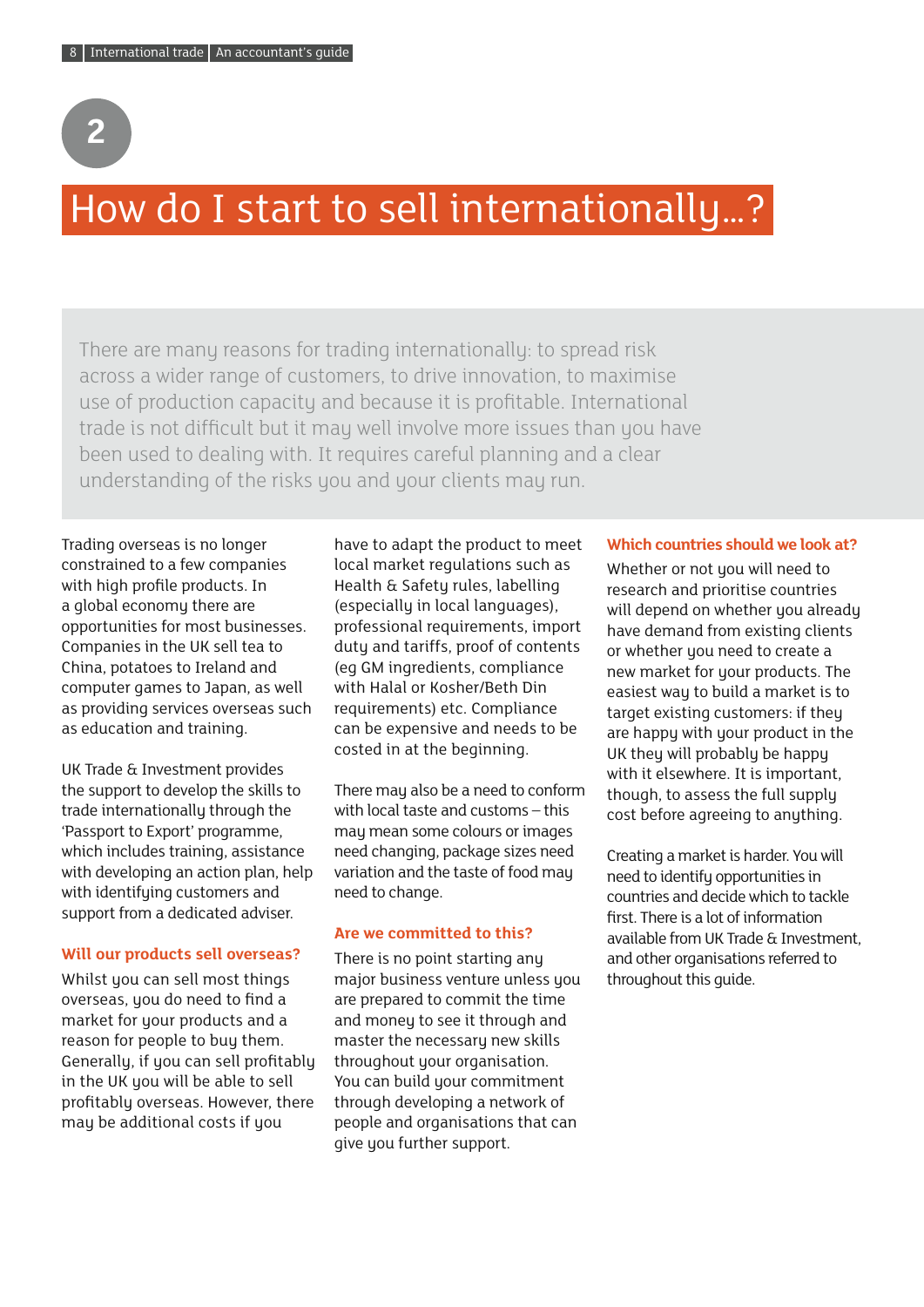# 2

# How do I start to sell internationally...?

There are many reasons for trading internationally: to spread risk across a wider range of customers, to drive innovation, to maximise use of production capacity and because it is profitable. International trade is not difficult but it may well involve more issues than you have been used to dealing with. It requires careful planning and a clear understanding of the risks you and your clients may run.

Trading overseas is no longer constrained to a few companies with high profile products. In a global economy there are opportunities for most businesses. Companies in the UK sell tea to China, potatoes to Ireland and computer games to Japan, as well as providing services overseas such as education and training.

UK Trade & Investment provides the support to develop the skills to trade internationally through the 'Passport to Export' programme, which includes training, assistance with developing an action plan, help with identifying customers and support from a dedicated adviser.

### Will our products sell overseas?

Whilst you can sell most things overseas, you do need to find a market for your products and a reason for people to buy them. Generally, if you can sell profitably in the UK you will be able to sell profitably overseas. However, there may be additional costs if you have to adapt the product to meet local market regulations such as Health & Safety rules, labelling (especially in local languages), professional requirements, import duty and tariffs, proof of contents (eg GM ingredients, compliance with Halal or Kosher/Beth Din requirements) etc. Compliance can be expensive and needs to be costed in at the beginning.

There may also be a need to conform with local taste and customs – this may mean some colours or images need changing, package sizes need variation and the taste of food may need to change.

### Are we committed to this?

There is no point starting any major business venture unless you are prepared to commit the time and money to see it through and master the necessary new skills throughout your organisation. You can build your commitment through developing a network of people and organisations that can give you further support.

### Which countries should we look at?

Whether or not you will need to research and prioritise countries will depend on whether you already have demand from existing clients or whether you need to create a new market for your products. The easiest way to build a market is to target existing customers: if they are happy with your product in the UK they will probably be happy with it elsewhere. It is important, though, to assess the full supply cost before agreeing to anything.

Creating a market is harder. You will need to identify opportunities in countries and decide which to tackle first. There is a lot of information available from UK Trade & Investment, and other organisations referred to throughout this guide.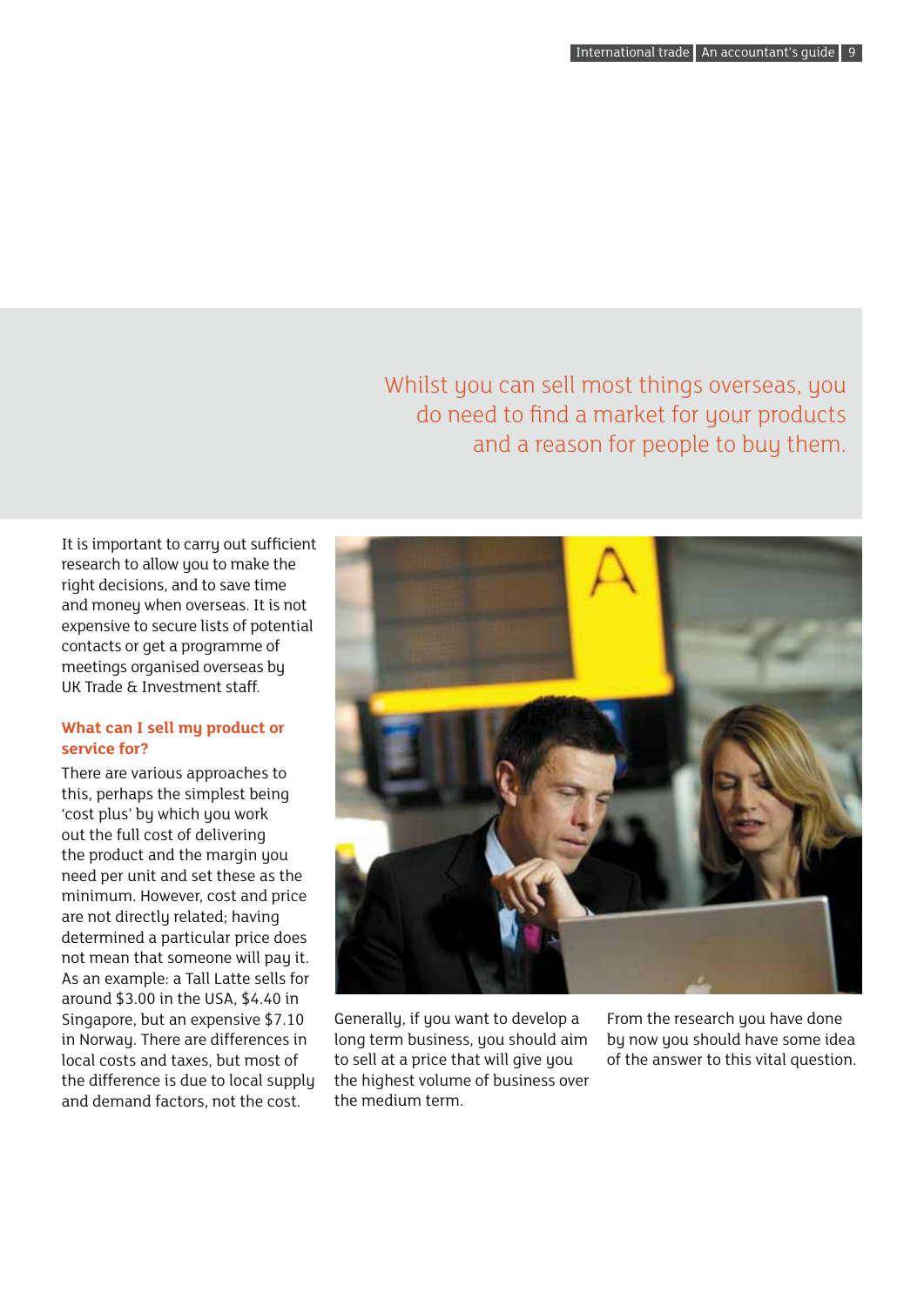> Whilst you can sell most things overseas, you do need to find a market for your products and a reason for people to buy them.

It is important to carry out sufficient research to allow you to make the right decisions, and to save time and money when overseas. It is not expensive to secure lists of potential contacts or get a programme of meetings organised overseas by UK Trade & Investment staff.

### What can I sell my product or service for?

There are various approaches to this, perhaps the simplest being 'cost plus' by which you work out the full cost of delivering the product and the margin you need per unit and set these as the minimum. However, cost and price are not directly related; having determined a particular price does not mean that someone will pay it. As an example: a Tall Latte sells for around $3.00 in the USA, $4.40 in Singapore, but an expensive $7.10 in Norway. There are differences in local costs and taxes, but most of the difference is due to local supply and demand factors, not the cost.

Generally, if you want to develop a long term business, you should aim to sell at a price that will give you the highest volume of business over the medium term.

From the research you have done by now you should have some idea of the answer to this vital question.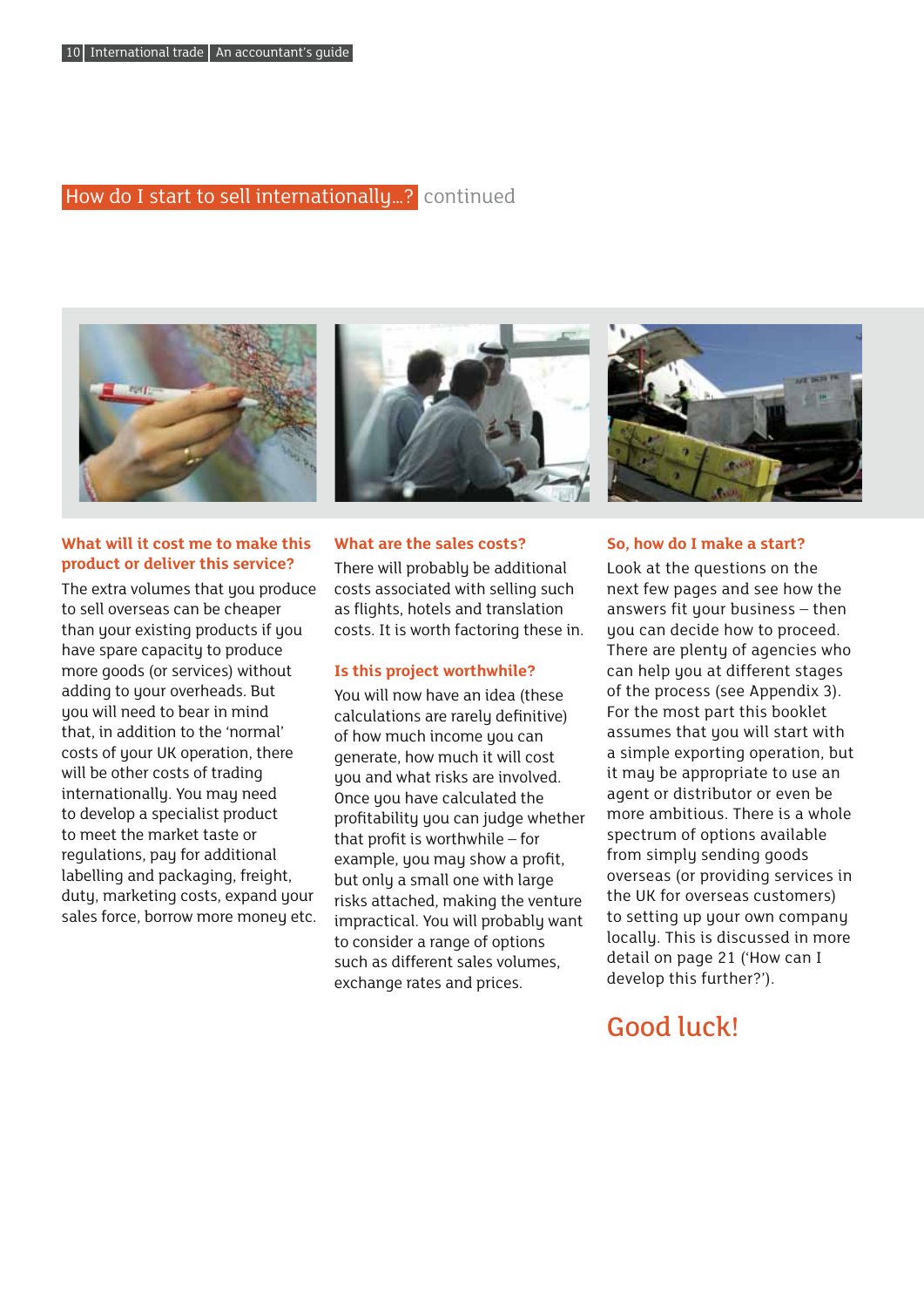## How do I start to sell internationally...? continued

### What will it cost me to make this product or deliver this service?

The extra volumes that you produce to sell overseas can be cheaper than your existing products if you have spare capacity to produce more goods (or services) without adding to your overheads. But you will need to bear in mind that, in addition to the 'normal' costs of your UK operation, there will be other costs of trading internationally. You may need to develop a specialist product to meet the market taste or regulations, pay for additional labelling and packaging, freight, duty, marketing costs, expand your sales force, borrow more money etc.

### What are the sales costs?

There will probably be additional costs associated with selling such as flights, hotels and translation costs. It is worth factoring these in.

### Is this project worthwhile?

You will now have an idea (these calculations are rarely definitive) of how much income you can generate, how much it will cost you and what risks are involved. Once you have calculated the profitability you can judge whether that profit is worthwhile – for example, you may show a profit, but only a small one with large risks attached, making the venture impractical. You will probably want to consider a range of options such as different sales volumes, exchange rates and prices.

### So, how do I make a start?

Look at the questions on the next few pages and see how the answers fit your business – then you can decide how to proceed. There are plenty of agencies who can help you at different stages of the process (see Appendix 3). For the most part this booklet assumes that you will start with a simple exporting operation, but it may be appropriate to use an agent or distributor or even be more ambitious. There is a whole spectrum of options available from simply sending goods overseas (or providing services in the UK for overseas customers) to setting up your own company locally. This is discussed in more detail on page 21 ('How can I develop this further?').

## Good luck!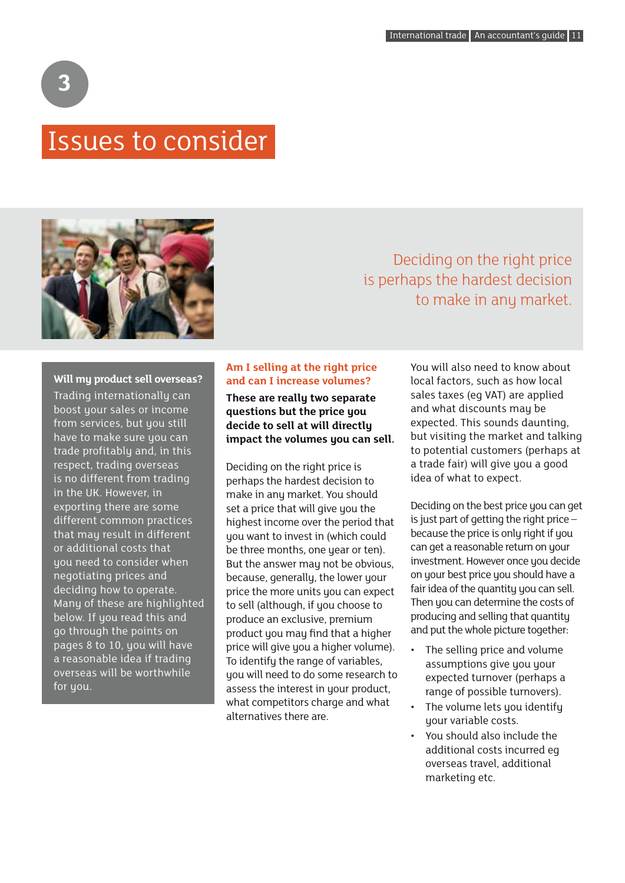# 3

# Issues to consider

Deciding on the right price is perhaps the hardest decision to make in any market.

**Will my product sell overseas?**

Trading internationally can boost your sales or income from services, but you still have to make sure you can trade profitably and, in this respect, trading overseas is no different from trading in the UK. However, in exporting there are some different common practices that may result in different or additional costs that you need to consider when negotiating prices and deciding how to operate. Many of these are highlighted below. If you read this and go through the points on pages 8 to 10, you will have a reasonable idea if trading overseas will be worthwhile for you.

## Am I selling at the right price and can I increase volumes?

**These are really two separate questions but the price you decide to sell at will directly impact the volumes you can sell.**

Deciding on the right price is perhaps the hardest decision to make in any market. You should set a price that will give you the highest income over the period that you want to invest in (which could be three months, one year or ten). But the answer may not be obvious, because, generally, the lower your price the more units you can expect to sell (although, if you choose to produce an exclusive, premium product you may find that a higher price will give you a higher volume). To identify the range of variables, you will need to do some research to assess the interest in your product, what competitors charge and what alternatives there are.

You will also need to know about local factors, such as how local sales taxes (eg VAT) are applied and what discounts may be expected. This sounds daunting, but visiting the market and talking to potential customers (perhaps at a trade fair) will give you a good idea of what to expect.

Deciding on the best price you can get is just part of getting the right price – because the price is only right if you can get a reasonable return on your investment. However once you decide on your best price you should have a fair idea of the quantity you can sell. Then you can determine the costs of producing and selling that quantity and put the whole picture together:

- The selling price and volume assumptions give you your expected turnover (perhaps a range of possible turnovers).
- The volume lets you identify your variable costs.
- You should also include the additional costs incurred eg overseas travel, additional marketing etc.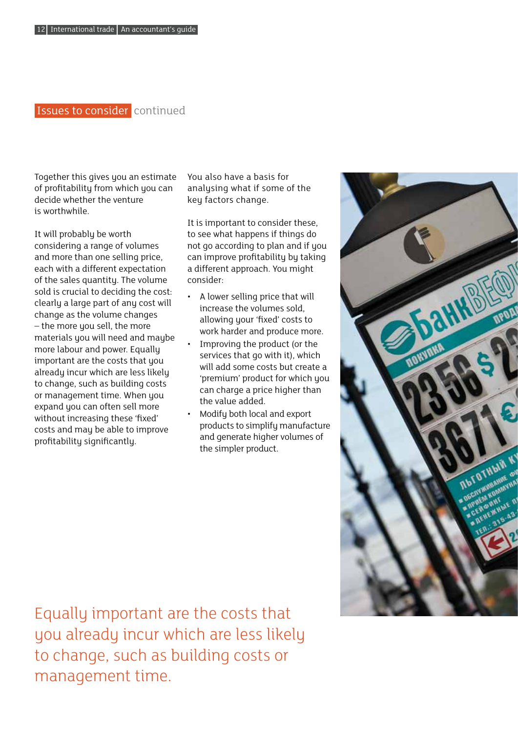## Issues to consider continued

Together this gives you an estimate of profitability from which you can decide whether the venture is worthwhile.

It will probably be worth considering a range of volumes and more than one selling price, each with a different expectation of the sales quantity. The volume sold is crucial to deciding the cost: clearly a large part of any cost will change as the volume changes – the more you sell, the more materials you will need and maybe more labour and power. Equally important are the costs that you already incur which are less likely to change, such as building costs or management time. When you expand you can often sell more without increasing these 'fixed' costs and may be able to improve profitability significantly.

You also have a basis for analysing what if some of the key factors change.

It is important to consider these, to see what happens if things do not go according to plan and if you can improve profitability by taking a different approach. You might consider:

- A lower selling price that will increase the volumes sold, allowing your 'fixed' costs to work harder and produce more.
- Improving the product (or the services that go with it), which will add some costs but create a 'premium' product for which you can charge a price higher than the value added.
- Modify both local and export products to simplify manufacture and generate higher volumes of the simpler product.

Equally important are the costs that you already incur which are less likely to change, such as building costs or management time.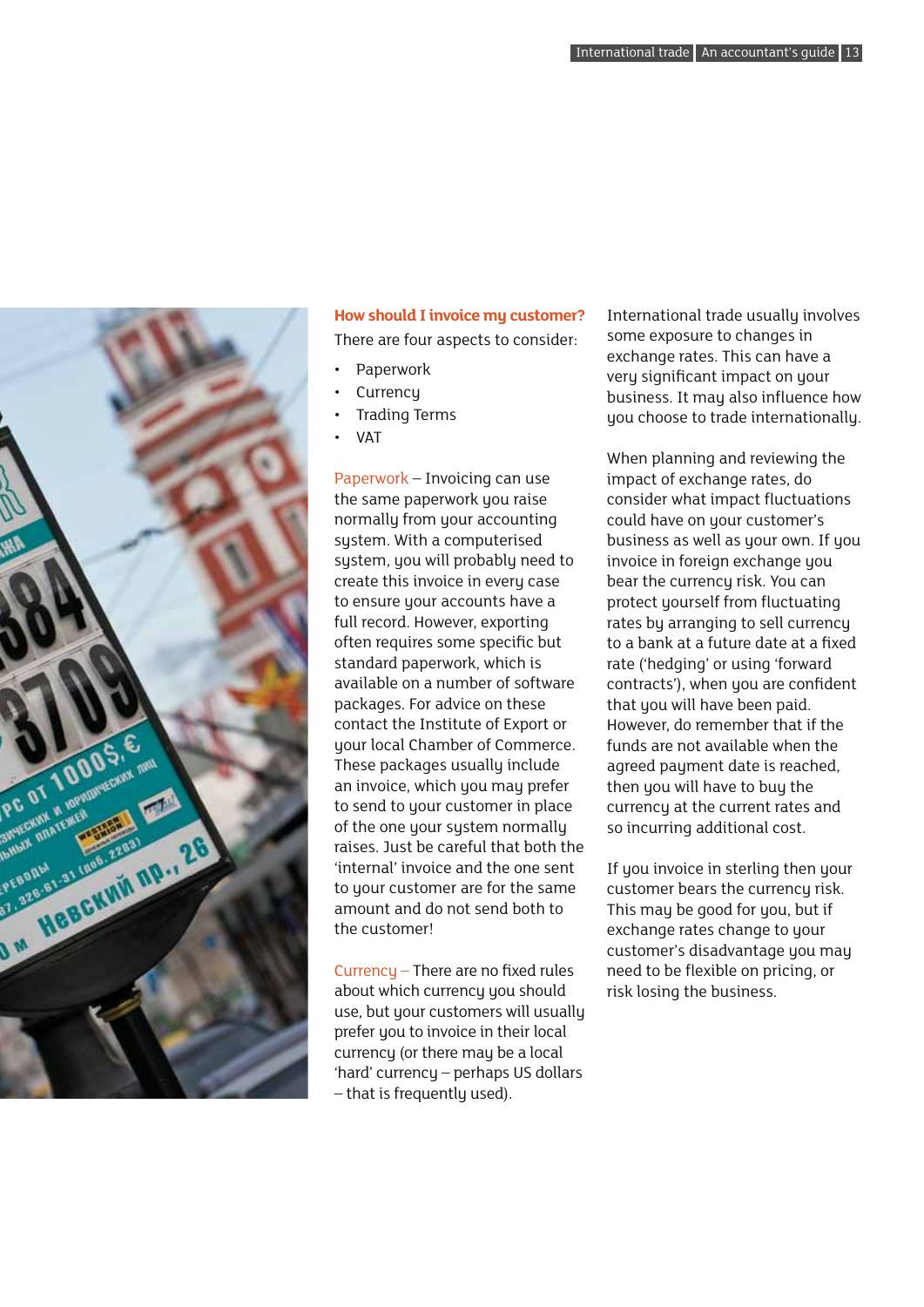## How should I invoice my customer?

There are four aspects to consider:

- Paperwork
- Currency
- Trading Terms
- VAT

**Paperwork** – Invoicing can use the same paperwork you raise normally from your accounting system. With a computerised system, you will probably need to create this invoice in every case to ensure your accounts have a full record. However, exporting often requires some specific but standard paperwork, which is available on a number of software packages. For advice on these contact the Institute of Export or your local Chamber of Commerce. These packages usually include an invoice, which you may prefer to send to your customer in place of the one your system normally raises. Just be careful that both the 'internal' invoice and the one sent to your customer are for the same amount and do not send both to the customer!

**Currency** – There are no fixed rules about which currency you should use, but your customers will usually prefer you to invoice in their local currency (or there may be a local 'hard' currency – perhaps US dollars – that is frequently used).

International trade usually involves some exposure to changes in exchange rates. This can have a very significant impact on your business. It may also influence how you choose to trade internationally.

When planning and reviewing the impact of exchange rates, do consider what impact fluctuations could have on your customer's business as well as your own. If you invoice in foreign exchange you bear the currency risk. You can protect yourself from fluctuating rates by arranging to sell currency to a bank at a future date at a fixed rate ('hedging' or using 'forward contracts'), when you are confident that you will have been paid. However, do remember that if the funds are not available when the agreed payment date is reached, then you will have to buy the currency at the current rates and so incurring additional cost.

If you invoice in sterling then your customer bears the currency risk. This may be good for you, but if exchange rates change to your customer's disadvantage you may need to be flexible on pricing, or risk losing the business.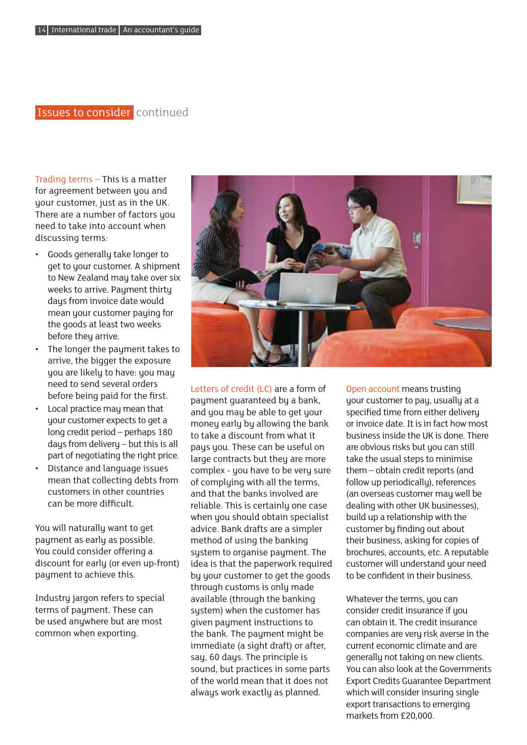## Issues to consider continued

Trading terms – This is a matter for agreement between you and your customer, just as in the UK. There are a number of factors you need to take into account when discussing terms:

- Goods generally take longer to get to your customer. A shipment to New Zealand may take over six weeks to arrive. Payment thirty days from invoice date would mean your customer paying for the goods at least two weeks before they arrive.
- The longer the payment takes to arrive, the bigger the exposure you are likely to have: you may need to send several orders before being paid for the first.
- Local practice may mean that your customer expects to get a long credit period – perhaps 180 days from delivery – but this is all part of negotiating the right price.
- Distance and language issues mean that collecting debts from customers in other countries can be more difficult.

You will naturally want to get payment as early as possible. You could consider offering a discount for early (or even up-front) payment to achieve this.

Industry jargon refers to special terms of payment. These can be used anywhere but are most common when exporting.

Letters of credit (LC) are a form of payment guaranteed by a bank, and you may be able to get your money early by allowing the bank to take a discount from what it pays you. These can be useful on large contracts but they are more complex - you have to be very sure of complying with all the terms, and that the banks involved are reliable. This is certainly one case when you should obtain specialist advice. Bank drafts are a simpler method of using the banking system to organise payment. The idea is that the paperwork required by your customer to get the goods through customs is only made available (through the banking system) when the customer has given payment instructions to the bank. The payment might be immediate (a sight draft) or after, say, 60 days. The principle is sound, but practices in some parts of the world mean that it does not always work exactly as planned.

Open account means trusting your customer to pay, usually at a specified time from either delivery or invoice date. It is in fact how most business inside the UK is done. There are obvious risks but you can still take the usual steps to minimise them – obtain credit reports (and follow up periodically), references (an overseas customer may well be dealing with other UK businesses), build up a relationship with the customer by finding out about their business, asking for copies of brochures, accounts, etc. A reputable customer will understand your need to be confident in their business.

Whatever the terms, you can consider credit insurance if you can obtain it. The credit insurance companies are very risk averse in the current economic climate and are generally not taking on new clients. You can also look at the Governments Export Credits Guarantee Department which will consider insuring single export transactions to emerging markets from £20,000.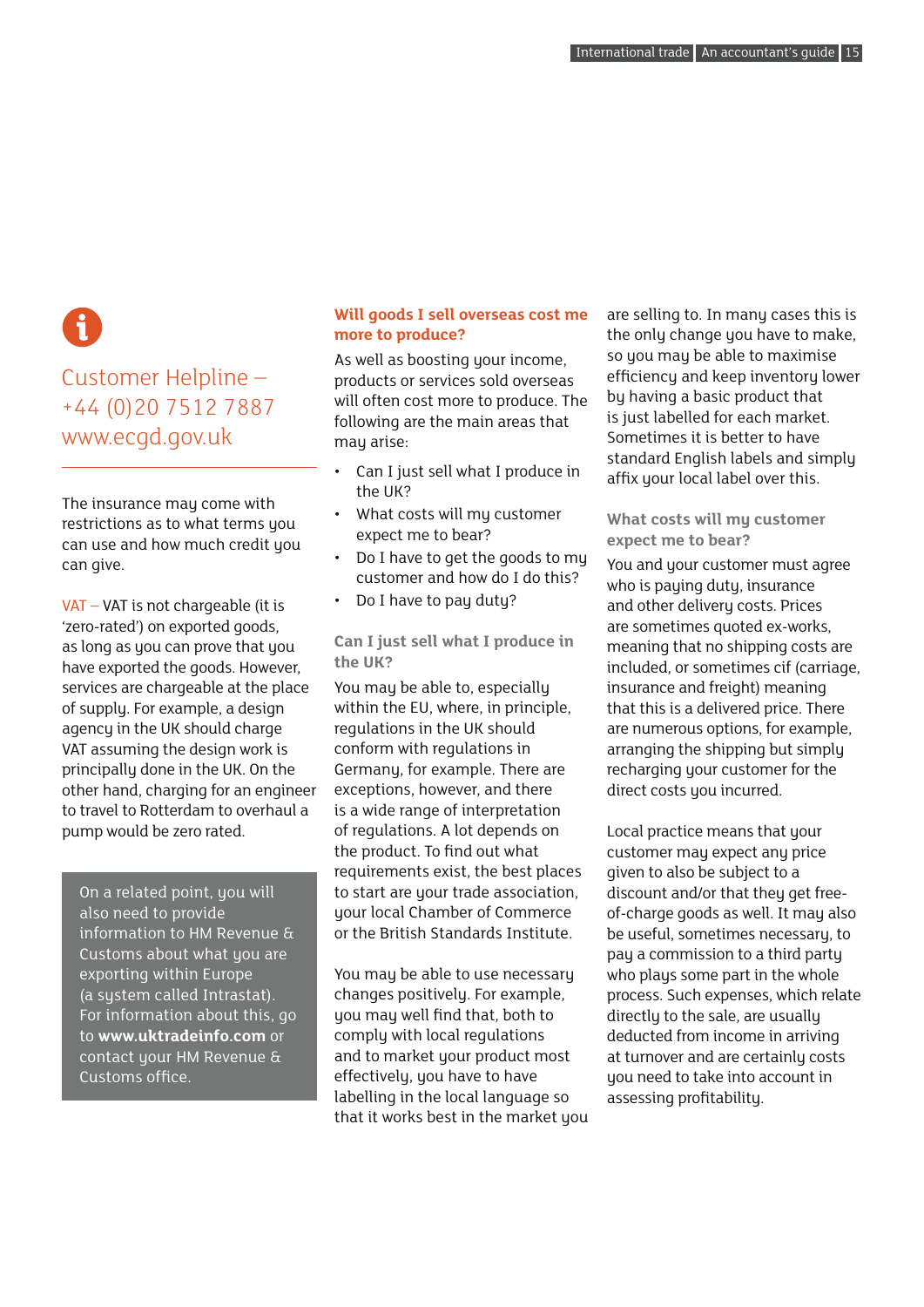Customer Helpline – +44 (0)20 7512 7887 www.ecgd.gov.uk

The insurance may come with restrictions as to what terms you can use and how much credit you can give.

VAT – VAT is not chargeable (it is 'zero-rated') on exported goods, as long as you can prove that you have exported the goods. However, services are chargeable at the place of supply. For example, a design agency in the UK should charge VAT assuming the design work is principally done in the UK. On the other hand, charging for an engineer to travel to Rotterdam to overhaul a pump would be zero rated.

> On a related point, you will also need to provide information to HM Revenue & Customs about what you are exporting within Europe (a system called Intrastat). For information about this, go to **www.uktradeinfo.com** or contact your HM Revenue & Customs office.

## Will goods I sell overseas cost me more to produce?

As well as boosting your income, products or services sold overseas will often cost more to produce. The following are the main areas that may arise:

- Can I just sell what I produce in the UK?
- What costs will my customer expect me to bear?
- Do I have to get the goods to my customer and how do I do this?
- Do I have to pay duty?

### Can I just sell what I produce in the UK?

You may be able to, especially within the EU, where, in principle, regulations in the UK should conform with regulations in Germany, for example. There are exceptions, however, and there is a wide range of interpretation of regulations. A lot depends on the product. To find out what requirements exist, the best places to start are your trade association, your local Chamber of Commerce or the British Standards Institute.

You may be able to use necessary changes positively. For example, you may well find that, both to comply with local regulations and to market your product most effectively, you have to have labelling in the local language so that it works best in the market you are selling to. In many cases this is the only change you have to make, so you may be able to maximise efficiency and keep inventory lower by having a basic product that is just labelled for each market. Sometimes it is better to have standard English labels and simply affix your local label over this.

### What costs will my customer expect me to bear?

You and your customer must agree who is paying duty, insurance and other delivery costs. Prices are sometimes quoted ex-works, meaning that no shipping costs are included, or sometimes cif (carriage, insurance and freight) meaning that this is a delivered price. There are numerous options, for example, arranging the shipping but simply recharging your customer for the direct costs you incurred.

Local practice means that your customer may expect any price given to also be subject to a discount and/or that they get free-of-charge goods as well. It may also be useful, sometimes necessary, to pay a commission to a third party who plays some part in the whole process. Such expenses, which relate directly to the sale, are usually deducted from income in arriving at turnover and are certainly costs you need to take into account in assessing profitability.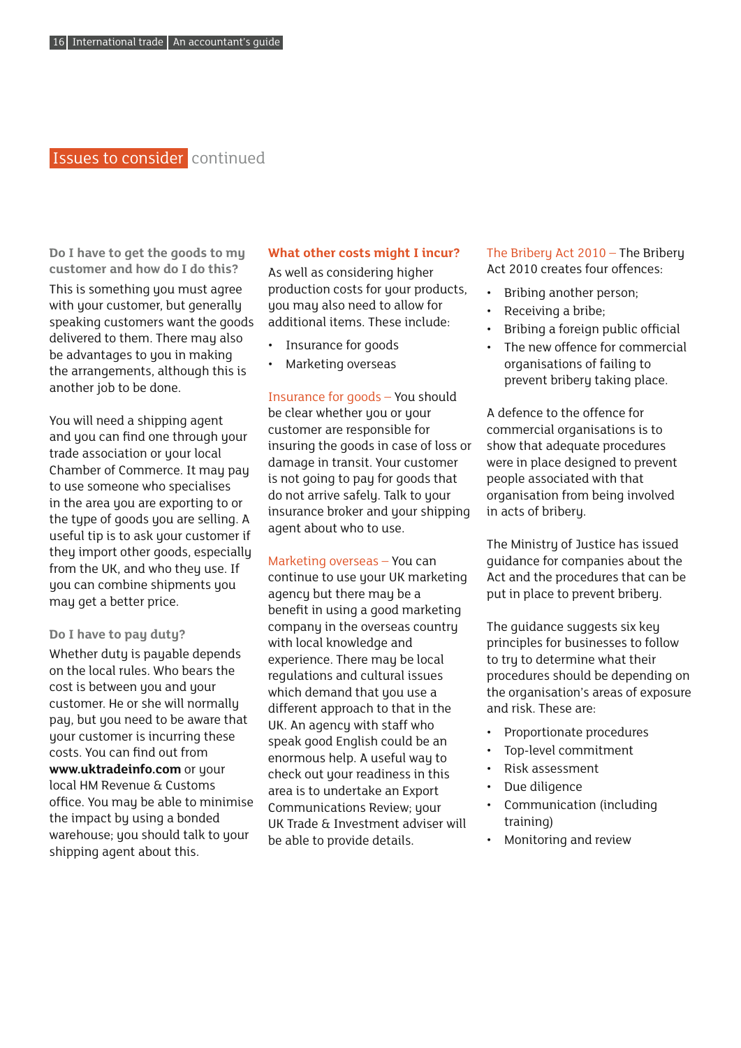## Issues to consider continued

### Do I have to get the goods to my customer and how do I do this?

This is something you must agree with your customer, but generally speaking customers want the goods delivered to them. There may also be advantages to you in making the arrangements, although this is another job to be done.

You will need a shipping agent and you can find one through your trade association or your local Chamber of Commerce. It may pay to use someone who specialises in the area you are exporting to or the type of goods you are selling. A useful tip is to ask your customer if they import other goods, especially from the UK, and who they use. If you can combine shipments you may get a better price.

### Do I have to pay duty?

Whether duty is payable depends on the local rules. Who bears the cost is between you and your customer. He or she will normally pay, but you need to be aware that your customer is incurring these costs. You can find out from **www.uktradeinfo.com** or your local HM Revenue & Customs office. You may be able to minimise the impact by using a bonded warehouse; you should talk to your shipping agent about this.

### What other costs might I incur?

As well as considering higher production costs for your products, you may also need to allow for additional items. These include:

- Insurance for goods
- Marketing overseas

Insurance for goods – You should be clear whether you or your customer are responsible for insuring the goods in case of loss or damage in transit. Your customer is not going to pay for goods that do not arrive safely. Talk to your insurance broker and your shipping agent about who to use.

Marketing overseas – You can continue to use your UK marketing agency but there may be a benefit in using a good marketing company in the overseas country with local knowledge and experience. There may be local regulations and cultural issues which demand that you use a different approach to that in the UK. An agency with staff who speak good English could be an enormous help. A useful way to check out your readiness in this area is to undertake an Export Communications Review; your UK Trade & Investment adviser will be able to provide details.

The Bribery Act 2010 – The Bribery Act 2010 creates four offences:

- Bribing another person;
- Receiving a bribe;
- Bribing a foreign public official
- The new offence for commercial organisations of failing to prevent bribery taking place.

A defence to the offence for commercial organisations is to show that adequate procedures were in place designed to prevent people associated with that organisation from being involved in acts of bribery.

The Ministry of Justice has issued guidance for companies about the Act and the procedures that can be put in place to prevent bribery.

The guidance suggests six key principles for businesses to follow to try to determine what their procedures should be depending on the organisation's areas of exposure and risk. These are:

- Proportionate procedures
- Top-level commitment
- Risk assessment
- Due diligence
- Communication (including training)
- Monitoring and review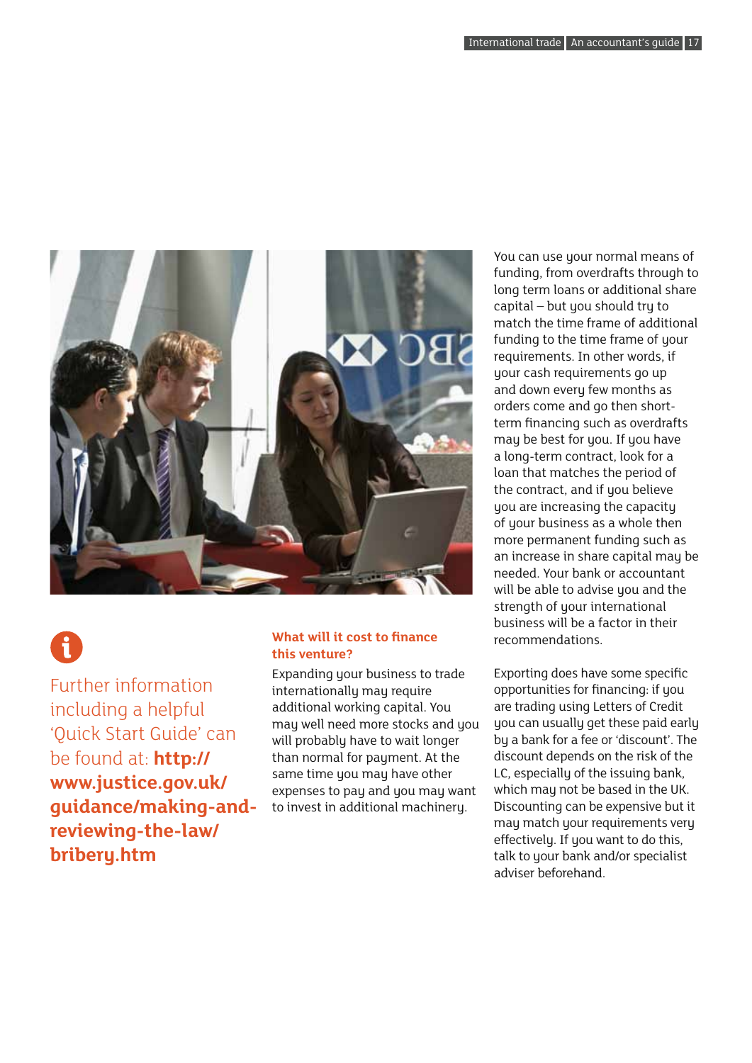Further information including a helpful 'Quick Start Guide' can be found at: **http://www.justice.gov.uk/guidance/making-and-reviewing-the-law/bribery.htm**

### What will it cost to finance this venture?

Expanding your business to trade internationally may require additional working capital. You may well need more stocks and you will probably have to wait longer than normal for payment. At the same time you may have other expenses to pay and you may want to invest in additional machinery.

You can use your normal means of funding, from overdrafts through to long term loans or additional share capital – but you should try to match the time frame of additional funding to the time frame of your requirements. In other words, if your cash requirements go up and down every few months as orders come and go then short-term financing such as overdrafts may be best for you. If you have a long-term contract, look for a loan that matches the period of the contract, and if you believe you are increasing the capacity of your business as a whole then more permanent funding such as an increase in share capital may be needed. Your bank or accountant will be able to advise you and the strength of your international business will be a factor in their recommendations.

Exporting does have some specific opportunities for financing: if you are trading using Letters of Credit you can usually get these paid early by a bank for a fee or 'discount'. The discount depends on the risk of the LC, especially of the issuing bank, which may not be based in the UK. Discounting can be expensive but it may match your requirements very effectively. If you want to do this, talk to your bank and/or specialist adviser beforehand.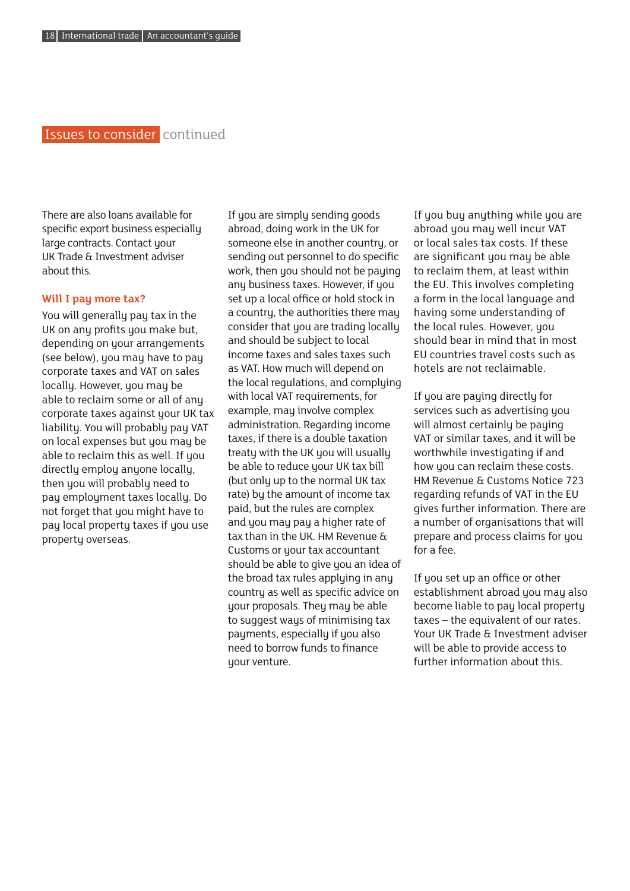## Issues to consider continued

There are also loans available for specific export business especially large contracts. Contact your UK Trade & Investment adviser about this.

### Will I pay more tax?

You will generally pay tax in the UK on any profits you make but, depending on your arrangements (see below), you may have to pay corporate taxes and VAT on sales locally. However, you may be able to reclaim some or all of any corporate taxes against your UK tax liability. You will probably pay VAT on local expenses but you may be able to reclaim this as well. If you directly employ anyone locally, then you will probably need to pay employment taxes locally. Do not forget that you might have to pay local property taxes if you use property overseas.

If you are simply sending goods abroad, doing work in the UK for someone else in another country, or sending out personnel to do specific work, then you should not be paying any business taxes. However, if you set up a local office or hold stock in a country, the authorities there may consider that you are trading locally and should be subject to local income taxes and sales taxes such as VAT. How much will depend on the local regulations, and complying with local VAT requirements, for example, may involve complex administration. Regarding income taxes, if there is a double taxation treaty with the UK you will usually be able to reduce your UK tax bill (but only up to the normal UK tax rate) by the amount of income tax paid, but the rules are complex and you may pay a higher rate of tax than in the UK. HM Revenue & Customs or your tax accountant should be able to give you an idea of the broad tax rules applying in any country as well as specific advice on your proposals. They may be able to suggest ways of minimising tax payments, especially if you also need to borrow funds to finance your venture.

If you buy anything while you are abroad you may well incur VAT or local sales tax costs. If these are significant you may be able to reclaim them, at least within the EU. This involves completing a form in the local language and having some understanding of the local rules. However, you should bear in mind that in most EU countries travel costs such as hotels are not reclaimable.

If you are paying directly for services such as advertising you will almost certainly be paying VAT or similar taxes, and it will be worthwhile investigating if and how you can reclaim these costs. HM Revenue & Customs Notice 723 regarding refunds of VAT in the EU gives further information. There are a number of organisations that will prepare and process claims for you for a fee.

If you set up an office or other establishment abroad you may also become liable to pay local property taxes – the equivalent of our rates. Your UK Trade & Investment adviser will be able to provide access to further information about this.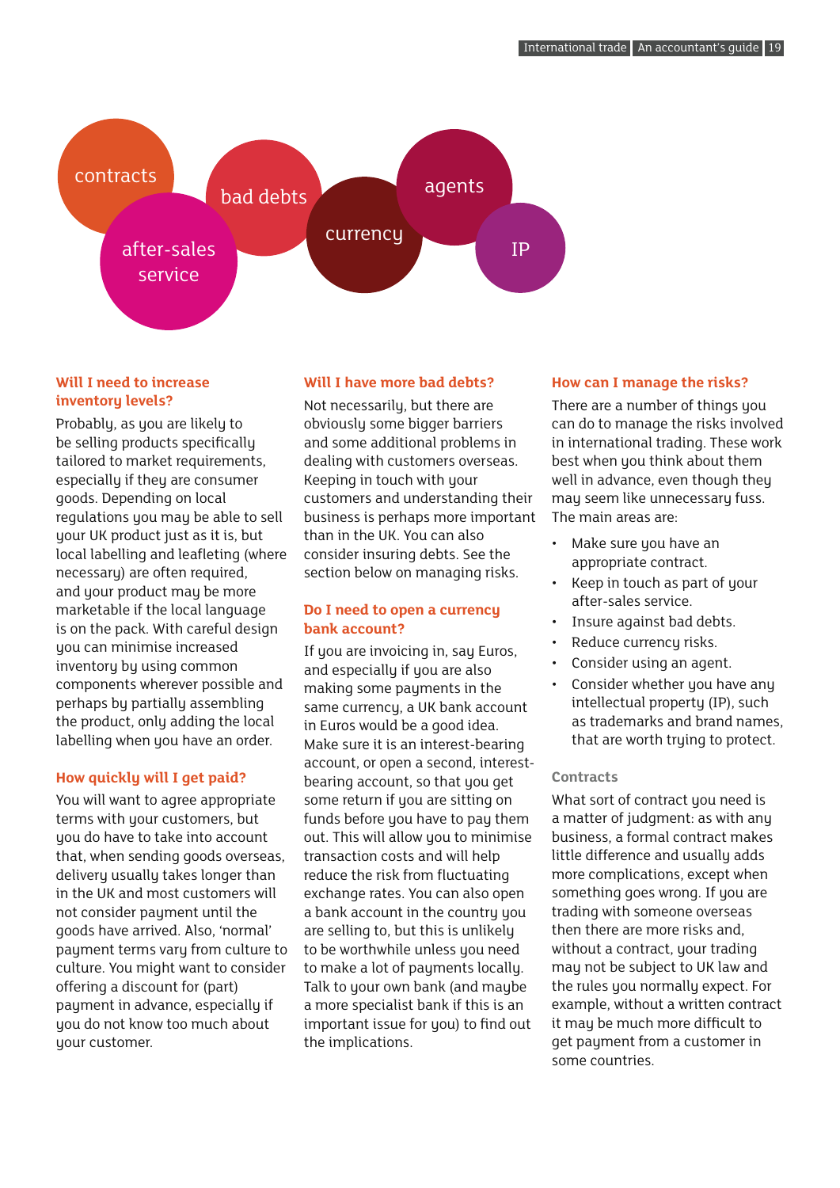contracts

bad debts

agents

currency

after-sales service

IP

### Will I need to increase inventory levels?

Probably, as you are likely to be selling products specifically tailored to market requirements, especially if they are consumer goods. Depending on local regulations you may be able to sell your UK product just as it is, but local labelling and leafleting (where necessary) are often required, and your product may be more marketable if the local language is on the pack. With careful design you can minimise increased inventory by using common components wherever possible and perhaps by partially assembling the product, only adding the local labelling when you have an order.

### How quickly will I get paid?

You will want to agree appropriate terms with your customers, but you do have to take into account that, when sending goods overseas, delivery usually takes longer than in the UK and most customers will not consider payment until the goods have arrived. Also, 'normal' payment terms vary from culture to culture. You might want to consider offering a discount for (part) payment in advance, especially if you do not know too much about your customer.

### Will I have more bad debts?

Not necessarily, but there are obviously some bigger barriers and some additional problems in dealing with customers overseas. Keeping in touch with your customers and understanding their business is perhaps more important than in the UK. You can also consider insuring debts. See the section below on managing risks.

### Do I need to open a currency bank account?

If you are invoicing in, say Euros, and especially if you are also making some payments in the same currency, a UK bank account in Euros would be a good idea. Make sure it is an interest-bearing account, or open a second, interest-bearing account, so that you get some return if you are sitting on funds before you have to pay them out. This will allow you to minimise transaction costs and will help reduce the risk from fluctuating exchange rates. You can also open a bank account in the country you are selling to, but this is unlikely to be worthwhile unless you need to make a lot of payments locally. Talk to your own bank (and maybe a more specialist bank if this is an important issue for you) to find out the implications.

### How can I manage the risks?

There are a number of things you can do to manage the risks involved in international trading. These work best when you think about them well in advance, even though they may seem like unnecessary fuss. The main areas are:

- Make sure you have an appropriate contract.
- Keep in touch as part of your after-sales service.
- Insure against bad debts.
- Reduce currency risks.
- Consider using an agent.
- Consider whether you have any intellectual property (IP), such as trademarks and brand names, that are worth trying to protect.

#### Contracts

What sort of contract you need is a matter of judgment: as with any business, a formal contract makes little difference and usually adds more complications, except when something goes wrong. If you are trading with someone overseas then there are more risks and, without a contract, your trading may not be subject to UK law and the rules you normally expect. For example, without a written contract it may be much more difficult to get payment from a customer in some countries.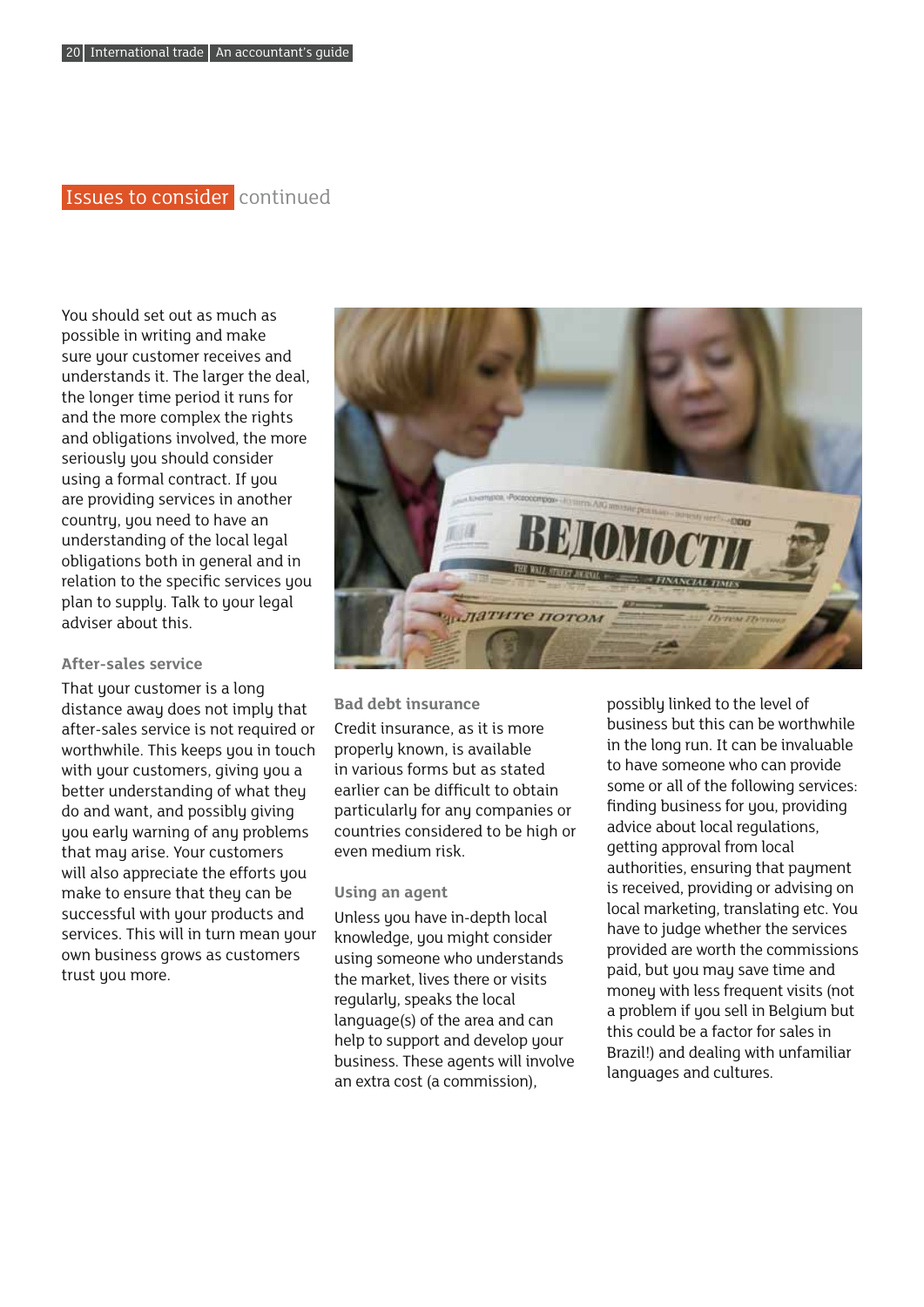## Issues to consider continued

You should set out as much as possible in writing and make sure your customer receives and understands it. The larger the deal, the longer time period it runs for and the more complex the rights and obligations involved, the more seriously you should consider using a formal contract. If you are providing services in another country, you need to have an understanding of the local legal obligations both in general and in relation to the specific services you plan to supply. Talk to your legal adviser about this.

### After-sales service

That your customer is a long distance away does not imply that after-sales service is not required or worthwhile. This keeps you in touch with your customers, giving you a better understanding of what they do and want, and possibly giving you early warning of any problems that may arise. Your customers will also appreciate the efforts you make to ensure that they can be successful with your products and services. This will in turn mean your own business grows as customers trust you more.

### Bad debt insurance

Credit insurance, as it is more properly known, is available in various forms but as stated earlier can be difficult to obtain particularly for any companies or countries considered to be high or even medium risk.

### Using an agent

Unless you have in-depth local knowledge, you might consider using someone who understands the market, lives there or visits regularly, speaks the local language(s) of the area and can help to support and develop your business. These agents will involve an extra cost (a commission), possibly linked to the level of business but this can be worthwhile in the long run. It can be invaluable to have someone who can provide some or all of the following services: finding business for you, providing advice about local regulations, getting approval from local authorities, ensuring that payment is received, providing or advising on local marketing, translating etc. You have to judge whether the services provided are worth the commissions paid, but you may save time and money with less frequent visits (not a problem if you sell in Belgium but this could be a factor for sales in Brazil!) and dealing with unfamiliar languages and cultures.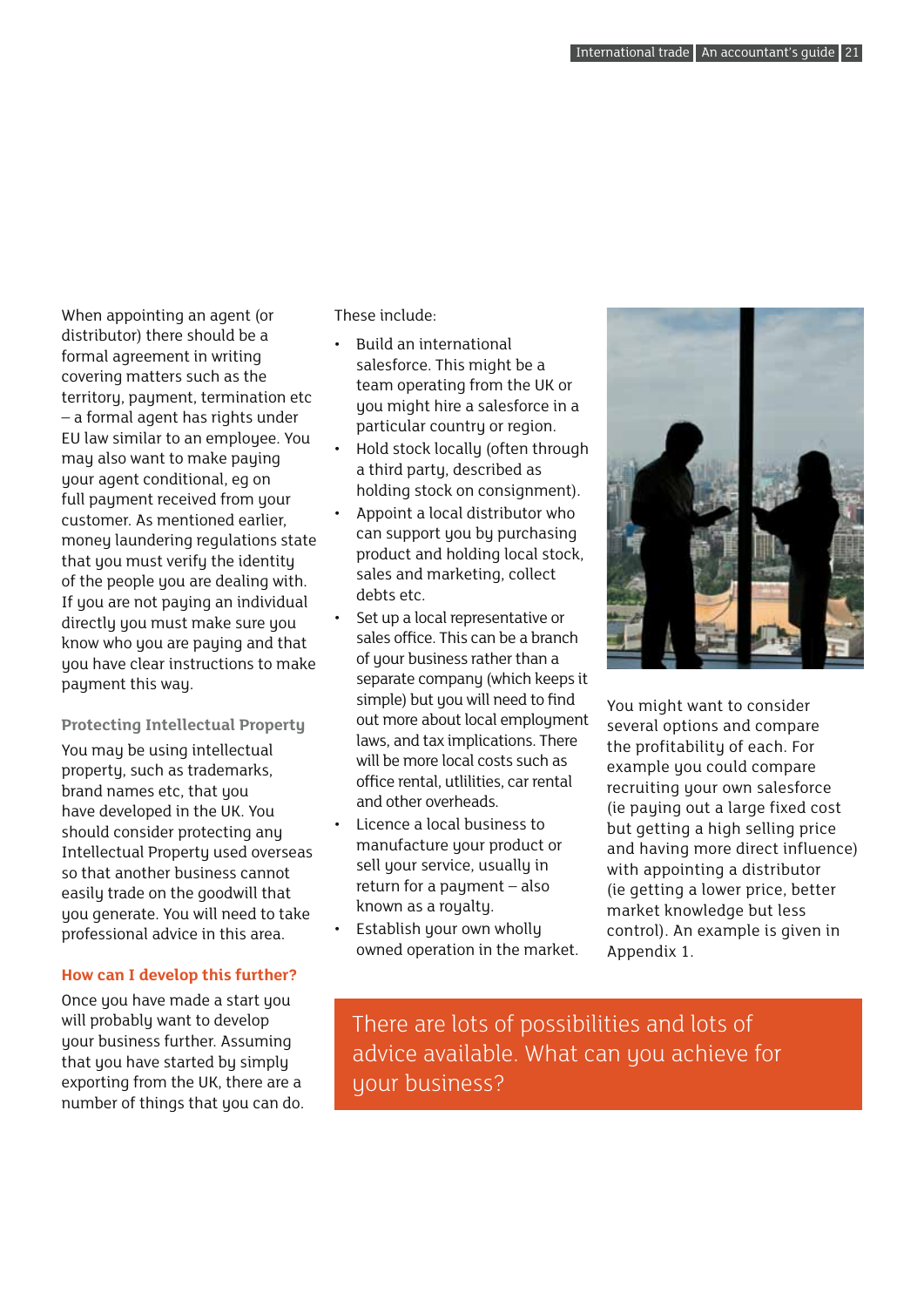When appointing an agent (or distributor) there should be a formal agreement in writing covering matters such as the territory, payment, termination etc – a formal agent has rights under EU law similar to an employee. You may also want to make paying your agent conditional, eg on full payment received from your customer. As mentioned earlier, money laundering regulations state that you must verify the identity of the people you are dealing with. If you are not paying an individual directly you must make sure you know who you are paying and that you have clear instructions to make payment this way.

### Protecting Intellectual Property

You may be using intellectual property, such as trademarks, brand names etc, that you have developed in the UK. You should consider protecting any Intellectual Property used overseas so that another business cannot easily trade on the goodwill that you generate. You will need to take professional advice in this area.

## How can I develop this further?

Once you have made a start you will probably want to develop your business further. Assuming that you have started by simply exporting from the UK, there are a number of things that you can do.

These include:

- Build an international salesforce. This might be a team operating from the UK or you might hire a salesforce in a particular country or region.
- Hold stock locally (often through a third party, described as holding stock on consignment).
- Appoint a local distributor who can support you by purchasing product and holding local stock, sales and marketing, collect debts etc.
- Set up a local representative or sales office. This can be a branch of your business rather than a separate company (which keeps it simple) but you will need to find out more about local employment laws, and tax implications. There will be more local costs such as office rental, utlilities, car rental and other overheads.
- Licence a local business to manufacture your product or sell your service, usually in return for a payment – also known as a royalty.
- Establish your own wholly owned operation in the market.

You might want to consider several options and compare the profitability of each. For example you could compare recruiting your own salesforce (ie paying out a large fixed cost but getting a high selling price and having more direct influence) with appointing a distributor (ie getting a lower price, better market knowledge but less control). An example is given in Appendix 1.

There are lots of possibilities and lots of advice available. What can you achieve for your business?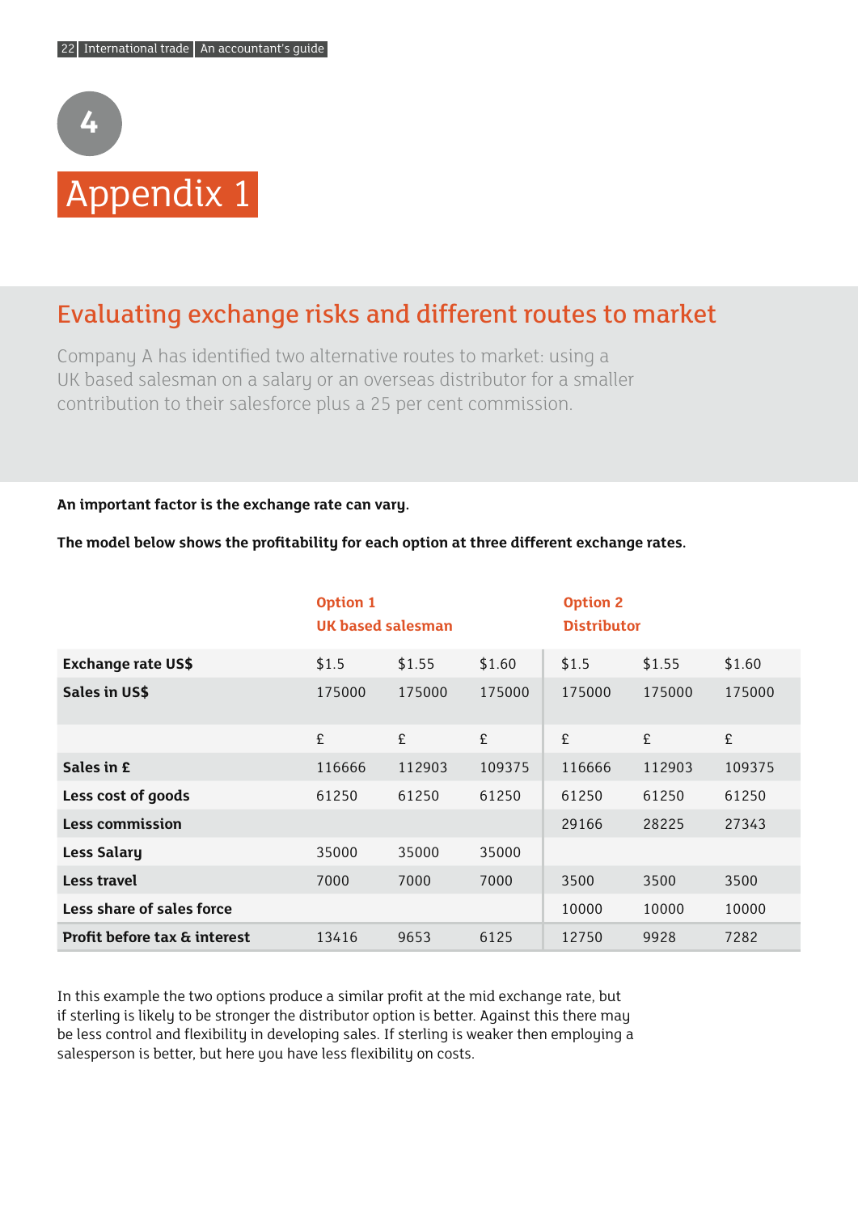4

# Appendix 1

## Evaluating exchange risks and different routes to market

Company A has identified two alternative routes to market: using a UK based salesman on a salary or an overseas distributor for a smaller contribution to their salesforce plus a 25 per cent commission.

**An important factor is the exchange rate can vary.**

**The model below shows the profitability for each option at three different exchange rates.**

| | Option 1 UK based salesman | | | Option 2 Distributor | | |
|---|---|---|---|---|---|---|
| **Exchange rate US$** | $1.5 | $1.55 | $1.60 | $1.5 | $1.55 | $1.60 |
| **Sales in US$** | 175000 | 175000 | 175000 | 175000 | 175000 | 175000 |
| | £ | £ | £ | £ | £ | £ |
| **Sales in £** | 116666 | 112903 | 109375 | 116666 | 112903 | 109375 |
| **Less cost of goods** | 61250 | 61250 | 61250 | 61250 | 61250 | 61250 |
| **Less commission** | | | | 29166 | 28225 | 27343 |
| **Less Salary** | 35000 | 35000 | 35000 | | | |
| **Less travel** | 7000 | 7000 | 7000 | 3500 | 3500 | 3500 |
| **Less share of sales force** | | | | 10000 | 10000 | 10000 |
| **Profit before tax & interest** | 13416 | 9653 | 6125 | 12750 | 9928 | 7282 |

In this example the two options produce a similar profit at the mid exchange rate, but if sterling is likely to be stronger the distributor option is better. Against this there may be less control and flexibility in developing sales. If sterling is weaker then employing a salesperson is better, but here you have less flexibility on costs.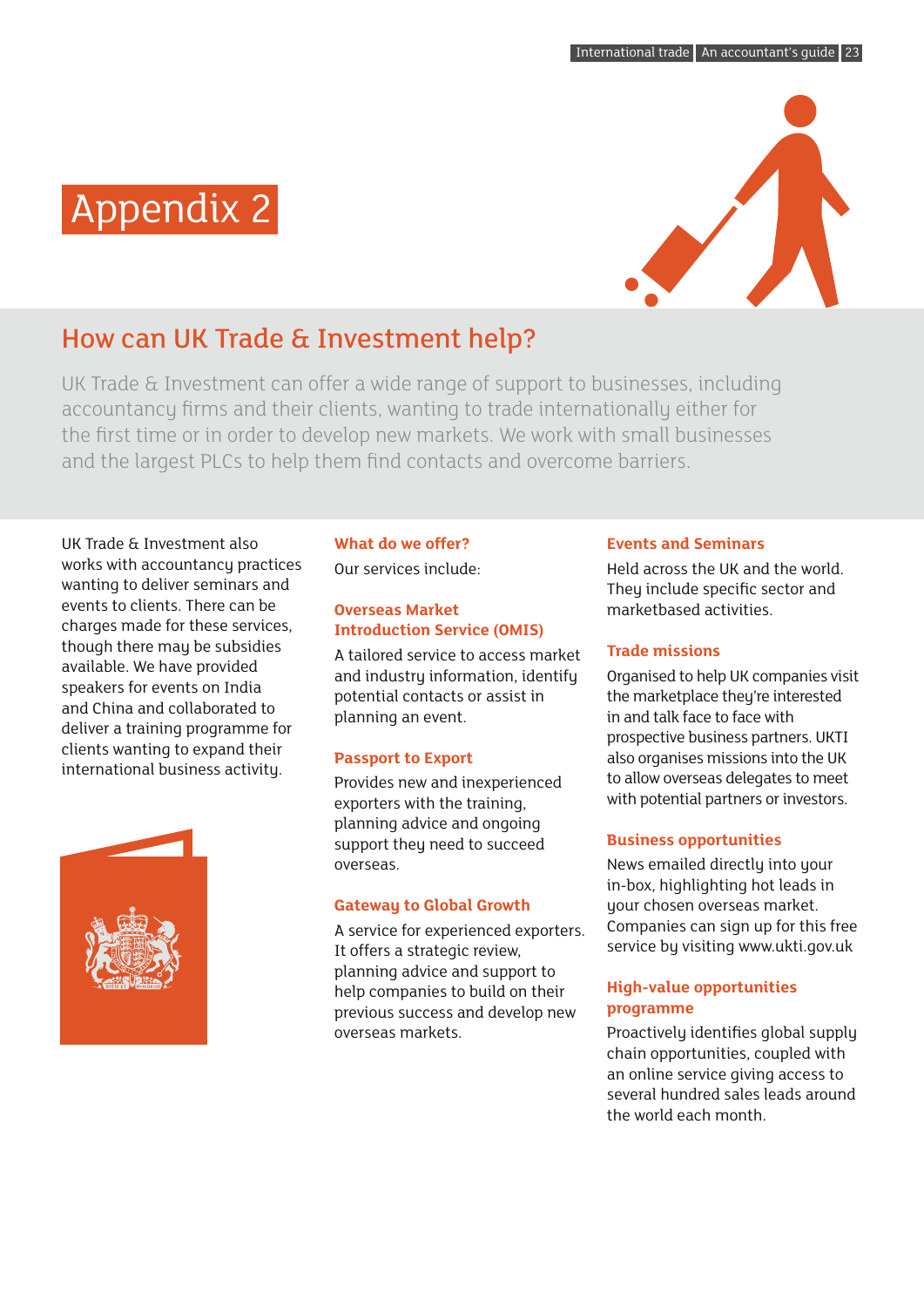# Appendix 2

## How can UK Trade & Investment help?

UK Trade & Investment can offer a wide range of support to businesses, including accountancy firms and their clients, wanting to trade internationally either for the first time or in order to develop new markets. We work with small businesses and the largest PLCs to help them find contacts and overcome barriers.

UK Trade & Investment also works with accountancy practices wanting to deliver seminars and events to clients. There can be charges made for these services, though there may be subsidies available. We have provided speakers for events on India and China and collaborated to deliver a training programme for clients wanting to expand their international business activity.

### What do we offer?

Our services include:

### Overseas Market Introduction Service (OMIS)

A tailored service to access market and industry information, identify potential contacts or assist in planning an event.

### Passport to Export

Provides new and inexperienced exporters with the training, planning advice and ongoing support they need to succeed overseas.

### Gateway to Global Growth

A service for experienced exporters. It offers a strategic review, planning advice and support to help companies to build on their previous success and develop new overseas markets.

### Events and Seminars

Held across the UK and the world. They include specific sector and marketbased activities.

### Trade missions

Organised to help UK companies visit the marketplace they're interested in and talk face to face with prospective business partners. UKTI also organises missions into the UK to allow overseas delegates to meet with potential partners or investors.

### Business opportunities

News emailed directly into your in-box, highlighting hot leads in your chosen overseas market. Companies can sign up for this free service by visiting www.ukti.gov.uk

### High-value opportunities programme

Proactively identifies global supply chain opportunities, coupled with an online service giving access to several hundred sales leads around the world each month.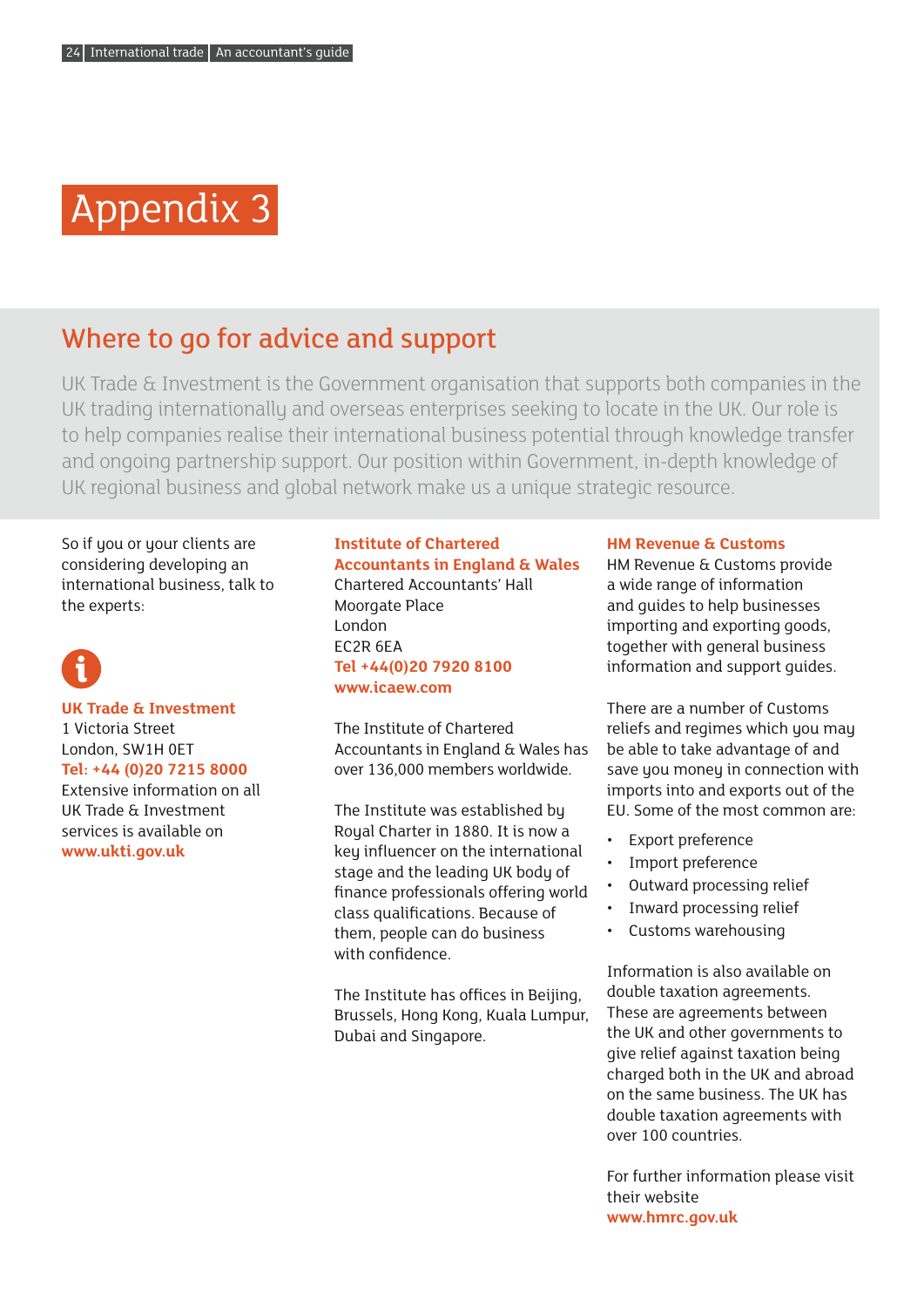# Appendix 3

## Where to go for advice and support

UK Trade & Investment is the Government organisation that supports both companies in the UK trading internationally and overseas enterprises seeking to locate in the UK. Our role is to help companies realise their international business potential through knowledge transfer and ongoing partnership support. Our position within Government, in-depth knowledge of UK regional business and global network make us a unique strategic resource.

So if you or your clients are considering developing an international business, talk to the experts:

**UK Trade & Investment**
1 Victoria Street
London, SW1H 0ET
**Tel: +44 (0)20 7215 8000**
Extensive information on all UK Trade & Investment services is available on **www.ukti.gov.uk**

**Institute of Chartered Accountants in England & Wales**
Chartered Accountants' Hall
Moorgate Place
London
EC2R 6EA
**Tel +44(0)20 7920 8100**
**www.icaew.com**

The Institute of Chartered Accountants in England & Wales has over 136,000 members worldwide.

The Institute was established by Royal Charter in 1880. It is now a key influencer on the international stage and the leading UK body of finance professionals offering world class qualifications. Because of them, people can do business with confidence.

The Institute has offices in Beijing, Brussels, Hong Kong, Kuala Lumpur, Dubai and Singapore.

**HM Revenue & Customs**
HM Revenue & Customs provide a wide range of information and guides to help businesses importing and exporting goods, together with general business information and support guides.

There are a number of Customs reliefs and regimes which you may be able to take advantage of and save you money in connection with imports into and exports out of the EU. Some of the most common are:

- Export preference
- Import preference
- Outward processing relief
- Inward processing relief
- Customs warehousing

Information is also available on double taxation agreements. These are agreements between the UK and other governments to give relief against taxation being charged both in the UK and abroad on the same business. The UK has double taxation agreements with over 100 countries.

For further information please visit their website
**www.hmrc.gov.uk**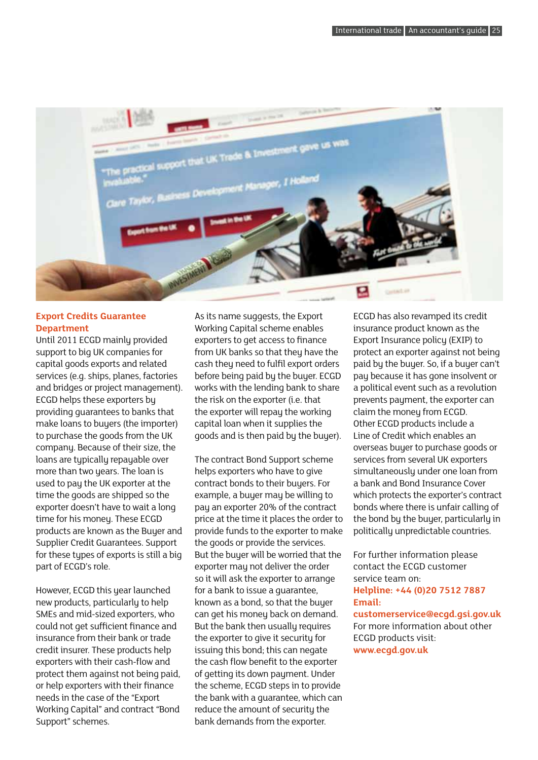## Export Credits Guarantee Department

Until 2011 ECGD mainly provided support to big UK companies for capital goods exports and related services (e.g. ships, planes, factories and bridges or project management). ECGD helps these exporters by providing guarantees to banks that make loans to buyers (the importer) to purchase the goods from the UK company. Because of their size, the loans are typically repayable over more than two years. The loan is used to pay the UK exporter at the time the goods are shipped so the exporter doesn't have to wait a long time for his money. These ECGD products are known as the Buyer and Supplier Credit Guarantees. Support for these types of exports is still a big part of ECGD's role.

However, ECGD this year launched new products, particularly to help SMEs and mid-sized exporters, who could not get sufficient finance and insurance from their bank or trade credit insurer. These products help exporters with their cash-flow and protect them against not being paid, or help exporters with their finance needs in the case of the "Export Working Capital" and contract "Bond Support" schemes.

As its name suggests, the Export Working Capital scheme enables exporters to get access to finance from UK banks so that they have the cash they need to fulfil export orders before being paid by the buyer. ECGD works with the lending bank to share the risk on the exporter (i.e. that the exporter will repay the working capital loan when it supplies the goods and is then paid by the buyer).

The contract Bond Support scheme helps exporters who have to give contract bonds to their buyers. For example, a buyer may be willing to pay an exporter 20% of the contract price at the time it places the order to provide funds to the exporter to make the goods or provide the services. But the buyer will be worried that the exporter may not deliver the order so it will ask the exporter to arrange for a bank to issue a guarantee, known as a bond, so that the buyer can get his money back on demand. But the bank then usually requires the exporter to give it security for issuing this bond; this can negate the cash flow benefit to the exporter of getting its down payment. Under the scheme, ECGD steps in to provide the bank with a guarantee, which can reduce the amount of security the bank demands from the exporter.

ECGD has also revamped its credit insurance product known as the Export Insurance policy (EXIP) to protect an exporter against not being paid by the buyer. So, if a buyer can't pay because it has gone insolvent or a political event such as a revolution prevents payment, the exporter can claim the money from ECGD.
Other ECGD products include a Line of Credit which enables an overseas buyer to purchase goods or services from several UK exporters simultaneously under one loan from a bank and Bond Insurance Cover which protects the exporter's contract bonds where there is unfair calling of the bond by the buyer, particularly in politically unpredictable countries.

For further information please contact the ECGD customer service team on:
**Helpline: +44 (0)20 7512 7887**
**Email: customerservice@ecgd.gsi.gov.uk**
For more information about other ECGD products visit:
**www.ecgd.gov.uk**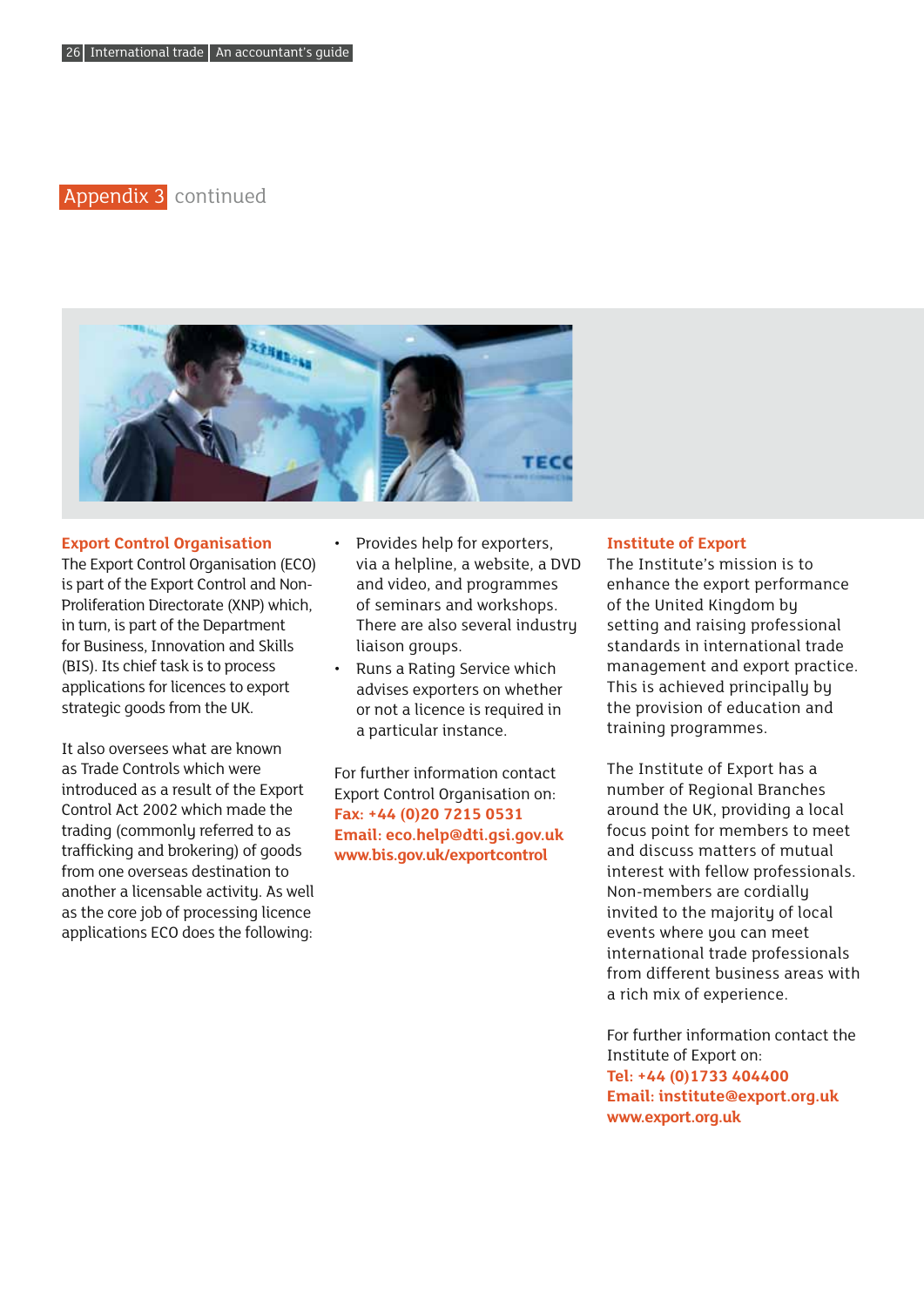## Appendix 3 continued

### Export Control Organisation

The Export Control Organisation (ECO) is part of the Export Control and Non-Proliferation Directorate (XNP) which, in turn, is part of the Department for Business, Innovation and Skills (BIS). Its chief task is to process applications for licences to export strategic goods from the UK.

It also oversees what are known as Trade Controls which were introduced as a result of the Export Control Act 2002 which made the trading (commonly referred to as trafficking and brokering) of goods from one overseas destination to another a licensable activity. As well as the core job of processing licence applications ECO does the following:

- Provides help for exporters, via a helpline, a website, a DVD and video, and programmes of seminars and workshops. There are also several industry liaison groups.
- Runs a Rating Service which advises exporters on whether or not a licence is required in a particular instance.

For further information contact Export Control Organisation on:
**Fax: +44 (0)20 7215 0531**
**Email: eco.help@dti.gsi.gov.uk**
**www.bis.gov.uk/exportcontrol**

### Institute of Export

The Institute's mission is to enhance the export performance of the United Kingdom by setting and raising professional standards in international trade management and export practice. This is achieved principally by the provision of education and training programmes.

The Institute of Export has a number of Regional Branches around the UK, providing a local focus point for members to meet and discuss matters of mutual interest with fellow professionals. Non-members are cordially invited to the majority of local events where you can meet international trade professionals from different business areas with a rich mix of experience.

For further information contact the Institute of Export on:
**Tel: +44 (0)1733 404400**
**Email: institute@export.org.uk**
**www.export.org.uk**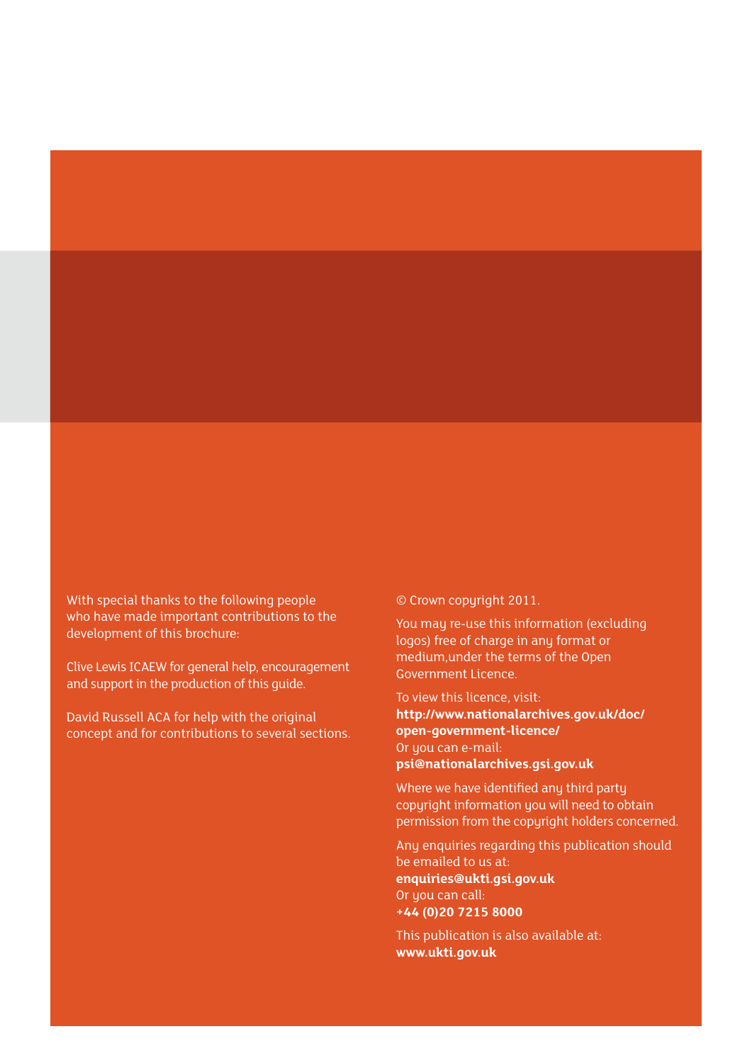With special thanks to the following people who have made important contributions to the development of this brochure:

Clive Lewis ICAEW for general help, encouragement and support in the production of this guide.

David Russell ACA for help with the original concept and for contributions to several sections.

© Crown copyright 2011.

You may re-use this information (excluding logos) free of charge in any format or medium,under the terms of the Open Government Licence.

To view this licence, visit:
**http://www.nationalarchives.gov.uk/doc/open-government-licence/**
Or you can e-mail:
**psi@nationalarchives.gsi.gov.uk**

Where we have identified any third party copyright information you will need to obtain permission from the copyright holders concerned.

Any enquiries regarding this publication should be emailed to us at:
**enquiries@ukti.gsi.gov.uk**
Or you can call:
**+44 (0)20 7215 8000**

This publication is also available at:
**www.ukti.gov.uk**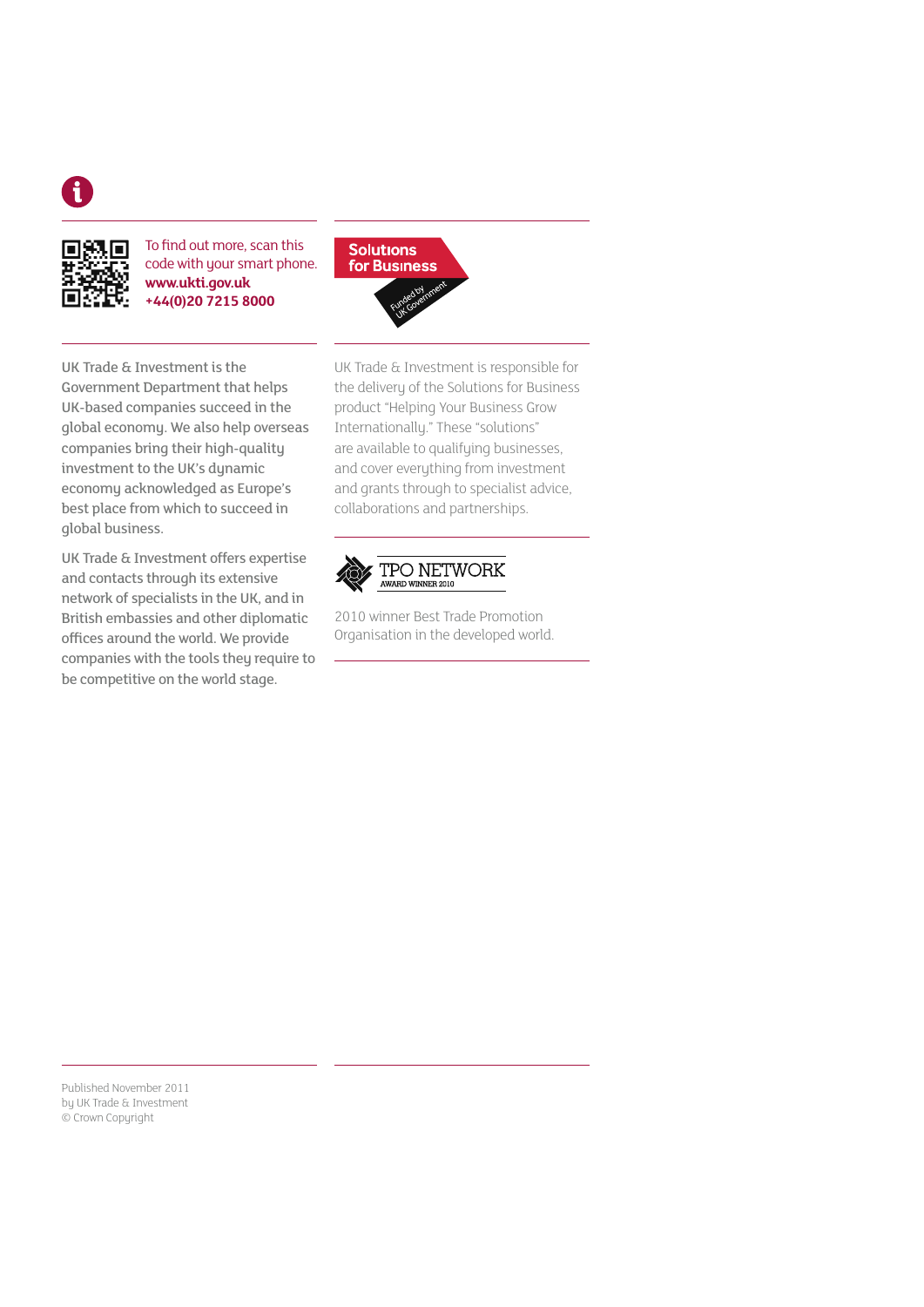To find out more, scan this code with your smart phone.
**www.ukti.gov.uk**
**+44(0)20 7215 8000**

UK Trade & Investment is the Government Department that helps UK-based companies succeed in the global economy. We also help overseas companies bring their high-quality investment to the UK's dynamic economy acknowledged as Europe's best place from which to succeed in global business.

UK Trade & Investment offers expertise and contacts through its extensive network of specialists in the UK, and in British embassies and other diplomatic offices around the world. We provide companies with the tools they require to be competitive on the world stage.

Solutions for Business

Funded by UK Government

UK Trade & Investment is responsible for the delivery of the Solutions for Business product "Helping Your Business Grow Internationally." These "solutions" are available to qualifying businesses, and cover everything from investment and grants through to specialist advice, collaborations and partnerships.

TPO NETWORK
AWARD WINNER 2010

2010 winner Best Trade Promotion Organisation in the developed world.

Published November 2011
by UK Trade & Investment
© Crown Copyright